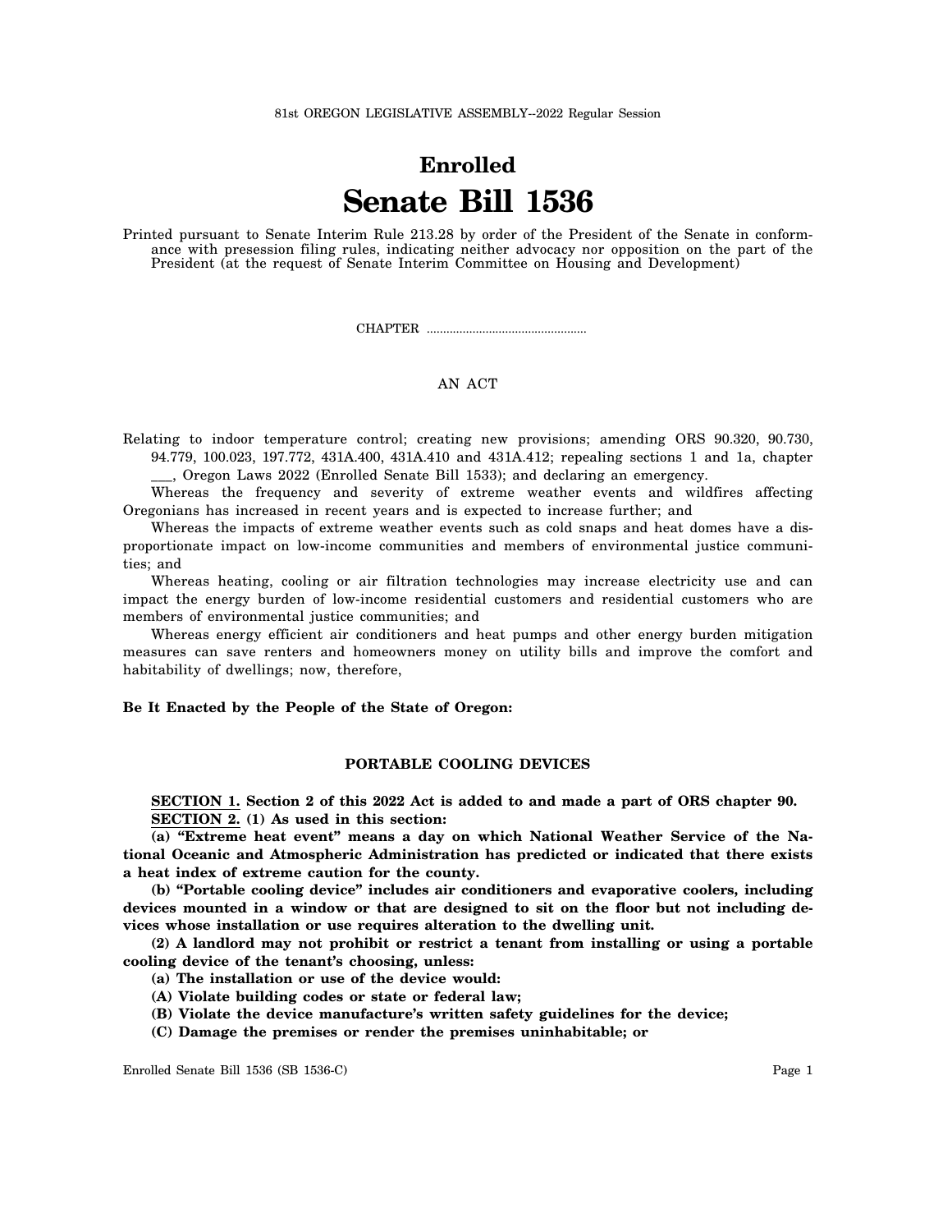81st OREGON LEGISLATIVE ASSEMBLY--2022 Regular Session

# Enrolled

# Senate Bill 1536

Printed pursuant to Senate Interim Rule 213.28 by order of the President of the Senate in conformance with presession filing rules, indicating neither advocacy nor opposition on the part of the President (at the request of Senate Interim Committee on Housing and Development)

CHAPTER .................................................

AN ACT

Relating to indoor temperature control; creating new provisions; amending ORS 90.320, 90.730, 94.779, 100.023, 197.772, 431A.400, 431A.410 and 431A.412; repealing sections 1 and 1a, chapter ___, Oregon Laws 2022 (Enrolled Senate Bill 1533); and declaring an emergency.

Whereas the frequency and severity of extreme weather events and wildfires affecting Oregonians has increased in recent years and is expected to increase further; and

Whereas the impacts of extreme weather events such as cold snaps and heat domes have a disproportionate impact on low-income communities and members of environmental justice communities; and

Whereas heating, cooling or air filtration technologies may increase electricity use and can impact the energy burden of low-income residential customers and residential customers who are members of environmental justice communities; and

Whereas energy efficient air conditioners and heat pumps and other energy burden mitigation measures can save renters and homeowners money on utility bills and improve the comfort and habitability of dwellings; now, therefore,

**Be It Enacted by the People of the State of Oregon:**

### PORTABLE COOLING DEVICES

**SECTION 1. Section 2 of this 2022 Act is added to and made a part of ORS chapter 90.**

**SECTION 2. (1) As used in this section:**

**(a) "Extreme heat event" means a day on which National Weather Service of the National Oceanic and Atmospheric Administration has predicted or indicated that there exists a heat index of extreme caution for the county.**

**(b) "Portable cooling device" includes air conditioners and evaporative coolers, including devices mounted in a window or that are designed to sit on the floor but not including devices whose installation or use requires alteration to the dwelling unit.**

**(2) A landlord may not prohibit or restrict a tenant from installing or using a portable cooling device of the tenant's choosing, unless:**

**(a) The installation or use of the device would:**

**(A) Violate building codes or state or federal law;**

**(B) Violate the device manufacture's written safety guidelines for the device;**

**(C) Damage the premises or render the premises uninhabitable; or**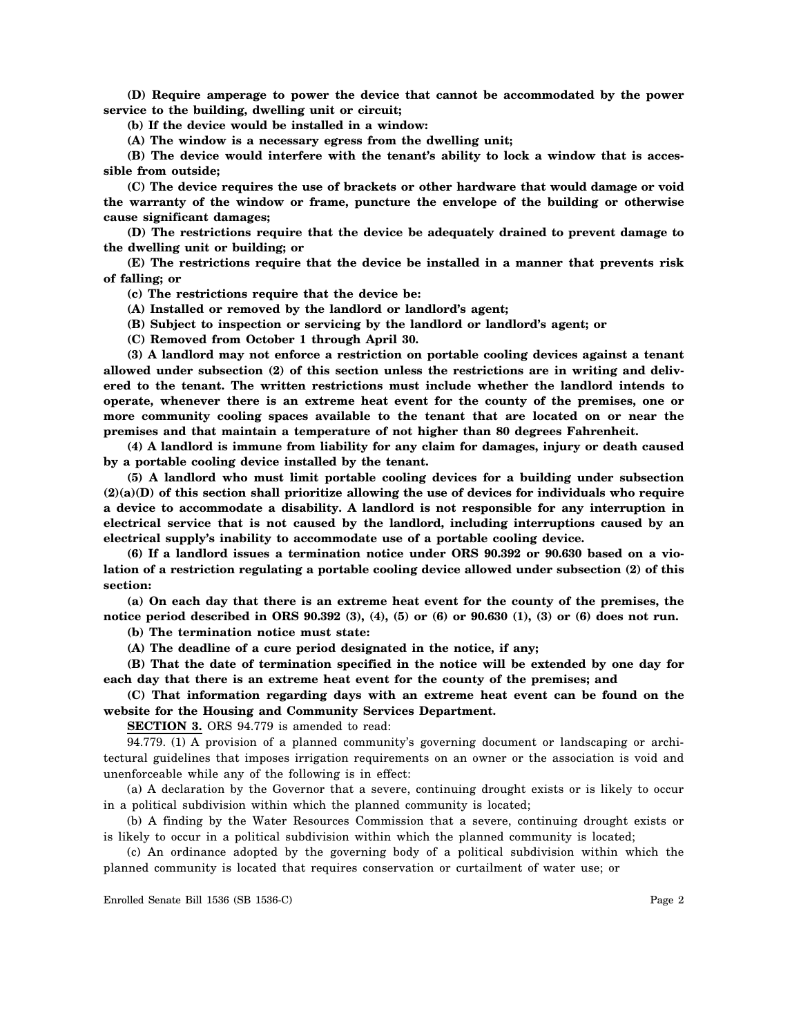**(D) Require amperage to power the device that cannot be accommodated by the power service to the building, dwelling unit or circuit;**

**(b) If the device would be installed in a window:**

**(A) The window is a necessary egress from the dwelling unit;**

**(B) The device would interfere with the tenant's ability to lock a window that is accessible from outside;**

**(C) The device requires the use of brackets or other hardware that would damage or void the warranty of the window or frame, puncture the envelope of the building or otherwise cause significant damages;**

**(D) The restrictions require that the device be adequately drained to prevent damage to the dwelling unit or building; or**

**(E) The restrictions require that the device be installed in a manner that prevents risk of falling; or**

**(c) The restrictions require that the device be:**

**(A) Installed or removed by the landlord or landlord's agent;**

**(B) Subject to inspection or servicing by the landlord or landlord's agent; or**

**(C) Removed from October 1 through April 30.**

**(3) A landlord may not enforce a restriction on portable cooling devices against a tenant allowed under subsection (2) of this section unless the restrictions are in writing and delivered to the tenant. The written restrictions must include whether the landlord intends to operate, whenever there is an extreme heat event for the county of the premises, one or more community cooling spaces available to the tenant that are located on or near the premises and that maintain a temperature of not higher than 80 degrees Fahrenheit.**

**(4) A landlord is immune from liability for any claim for damages, injury or death caused by a portable cooling device installed by the tenant.**

**(5) A landlord who must limit portable cooling devices for a building under subsection (2)(a)(D) of this section shall prioritize allowing the use of devices for individuals who require a device to accommodate a disability. A landlord is not responsible for any interruption in electrical service that is not caused by the landlord, including interruptions caused by an electrical supply's inability to accommodate use of a portable cooling device.**

**(6) If a landlord issues a termination notice under ORS 90.392 or 90.630 based on a violation of a restriction regulating a portable cooling device allowed under subsection (2) of this section:**

**(a) On each day that there is an extreme heat event for the county of the premises, the notice period described in ORS 90.392 (3), (4), (5) or (6) or 90.630 (1), (3) or (6) does not run.**

**(b) The termination notice must state:**

**(A) The deadline of a cure period designated in the notice, if any;**

**(B) That the date of termination specified in the notice will be extended by one day for each day that there is an extreme heat event for the county of the premises; and**

**(C) That information regarding days with an extreme heat event can be found on the website for the Housing and Community Services Department.**

**SECTION 3.** ORS 94.779 is amended to read:

94.779. (1) A provision of a planned community's governing document or landscaping or architectural guidelines that imposes irrigation requirements on an owner or the association is void and unenforceable while any of the following is in effect:

(a) A declaration by the Governor that a severe, continuing drought exists or is likely to occur in a political subdivision within which the planned community is located;

(b) A finding by the Water Resources Commission that a severe, continuing drought exists or is likely to occur in a political subdivision within which the planned community is located;

(c) An ordinance adopted by the governing body of a political subdivision within which the planned community is located that requires conservation or curtailment of water use; or

Enrolled Senate Bill 1536 (SB 1536-C)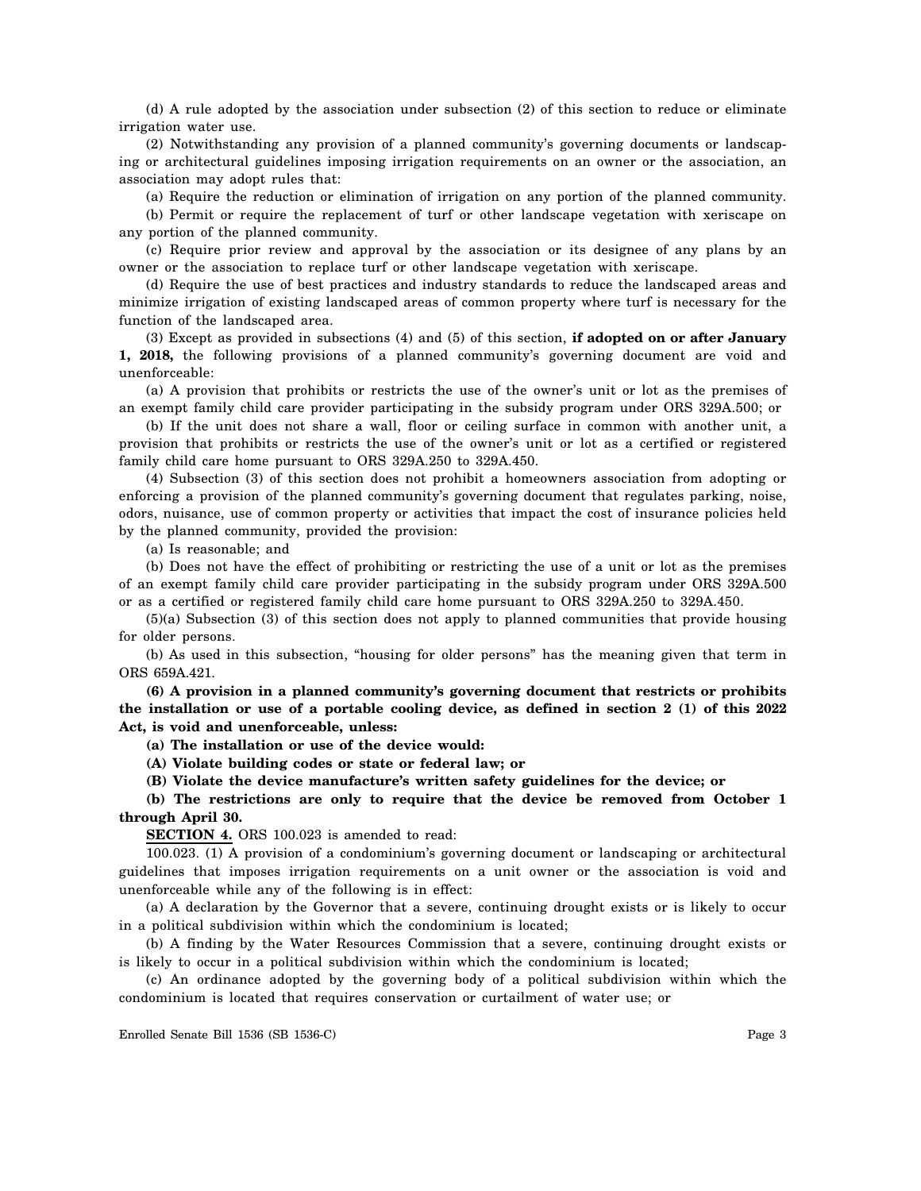(d) A rule adopted by the association under subsection (2) of this section to reduce or eliminate irrigation water use.

(2) Notwithstanding any provision of a planned community's governing documents or landscaping or architectural guidelines imposing irrigation requirements on an owner or the association, an association may adopt rules that:

(a) Require the reduction or elimination of irrigation on any portion of the planned community.

(b) Permit or require the replacement of turf or other landscape vegetation with xeriscape on any portion of the planned community.

(c) Require prior review and approval by the association or its designee of any plans by an owner or the association to replace turf or other landscape vegetation with xeriscape.

(d) Require the use of best practices and industry standards to reduce the landscaped areas and minimize irrigation of existing landscaped areas of common property where turf is necessary for the function of the landscaped area.

(3) Except as provided in subsections (4) and (5) of this section, **if adopted on or after January 1, 2018,** the following provisions of a planned community's governing document are void and unenforceable:

(a) A provision that prohibits or restricts the use of the owner's unit or lot as the premises of an exempt family child care provider participating in the subsidy program under ORS 329A.500; or

(b) If the unit does not share a wall, floor or ceiling surface in common with another unit, a provision that prohibits or restricts the use of the owner's unit or lot as a certified or registered family child care home pursuant to ORS 329A.250 to 329A.450.

(4) Subsection (3) of this section does not prohibit a homeowners association from adopting or enforcing a provision of the planned community's governing document that regulates parking, noise, odors, nuisance, use of common property or activities that impact the cost of insurance policies held by the planned community, provided the provision:

(a) Is reasonable; and

(b) Does not have the effect of prohibiting or restricting the use of a unit or lot as the premises of an exempt family child care provider participating in the subsidy program under ORS 329A.500 or as a certified or registered family child care home pursuant to ORS 329A.250 to 329A.450.

(5)(a) Subsection (3) of this section does not apply to planned communities that provide housing for older persons.

(b) As used in this subsection, "housing for older persons" has the meaning given that term in ORS 659A.421.

**(6) A provision in a planned community's governing document that restricts or prohibits the installation or use of a portable cooling device, as defined in section 2 (1) of this 2022 Act, is void and unenforceable, unless:**

**(a) The installation or use of the device would:**

**(A) Violate building codes or state or federal law; or**

**(B) Violate the device manufacture's written safety guidelines for the device; or**

**(b) The restrictions are only to require that the device be removed from October 1 through April 30.**

**SECTION 4.** ORS 100.023 is amended to read:

100.023. (1) A provision of a condominium's governing document or landscaping or architectural guidelines that imposes irrigation requirements on a unit owner or the association is void and unenforceable while any of the following is in effect:

(a) A declaration by the Governor that a severe, continuing drought exists or is likely to occur in a political subdivision within which the condominium is located;

(b) A finding by the Water Resources Commission that a severe, continuing drought exists or is likely to occur in a political subdivision within which the condominium is located;

(c) An ordinance adopted by the governing body of a political subdivision within which the condominium is located that requires conservation or curtailment of water use; or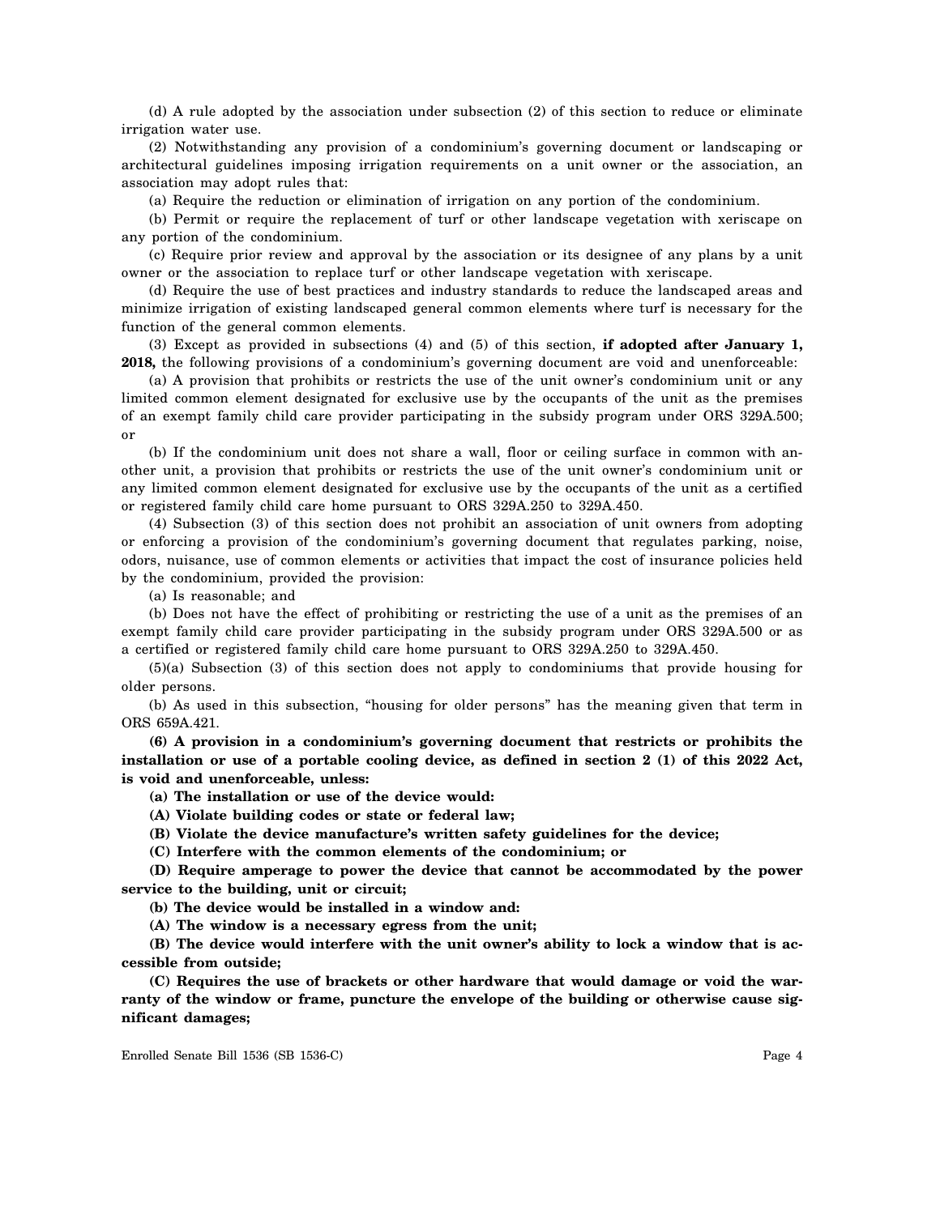(d) A rule adopted by the association under subsection (2) of this section to reduce or eliminate irrigation water use.

(2) Notwithstanding any provision of a condominium's governing document or landscaping or architectural guidelines imposing irrigation requirements on a unit owner or the association, an association may adopt rules that:

(a) Require the reduction or elimination of irrigation on any portion of the condominium.

(b) Permit or require the replacement of turf or other landscape vegetation with xeriscape on any portion of the condominium.

(c) Require prior review and approval by the association or its designee of any plans by a unit owner or the association to replace turf or other landscape vegetation with xeriscape.

(d) Require the use of best practices and industry standards to reduce the landscaped areas and minimize irrigation of existing landscaped general common elements where turf is necessary for the function of the general common elements.

(3) Except as provided in subsections (4) and (5) of this section, **if adopted after January 1, 2018,** the following provisions of a condominium's governing document are void and unenforceable:

(a) A provision that prohibits or restricts the use of the unit owner's condominium unit or any limited common element designated for exclusive use by the occupants of the unit as the premises of an exempt family child care provider participating in the subsidy program under ORS 329A.500; or

(b) If the condominium unit does not share a wall, floor or ceiling surface in common with another unit, a provision that prohibits or restricts the use of the unit owner's condominium unit or any limited common element designated for exclusive use by the occupants of the unit as a certified or registered family child care home pursuant to ORS 329A.250 to 329A.450.

(4) Subsection (3) of this section does not prohibit an association of unit owners from adopting or enforcing a provision of the condominium's governing document that regulates parking, noise, odors, nuisance, use of common elements or activities that impact the cost of insurance policies held by the condominium, provided the provision:

(a) Is reasonable; and

(b) Does not have the effect of prohibiting or restricting the use of a unit as the premises of an exempt family child care provider participating in the subsidy program under ORS 329A.500 or as a certified or registered family child care home pursuant to ORS 329A.250 to 329A.450.

(5)(a) Subsection (3) of this section does not apply to condominiums that provide housing for older persons.

(b) As used in this subsection, "housing for older persons" has the meaning given that term in ORS 659A.421.

**(6) A provision in a condominium's governing document that restricts or prohibits the installation or use of a portable cooling device, as defined in section 2 (1) of this 2022 Act, is void and unenforceable, unless:**

**(a) The installation or use of the device would:**

**(A) Violate building codes or state or federal law;**

**(B) Violate the device manufacture's written safety guidelines for the device;**

**(C) Interfere with the common elements of the condominium; or**

**(D) Require amperage to power the device that cannot be accommodated by the power service to the building, unit or circuit;**

**(b) The device would be installed in a window and:**

**(A) The window is a necessary egress from the unit;**

**(B) The device would interfere with the unit owner's ability to lock a window that is accessible from outside;**

**(C) Requires the use of brackets or other hardware that would damage or void the warranty of the window or frame, puncture the envelope of the building or otherwise cause significant damages;**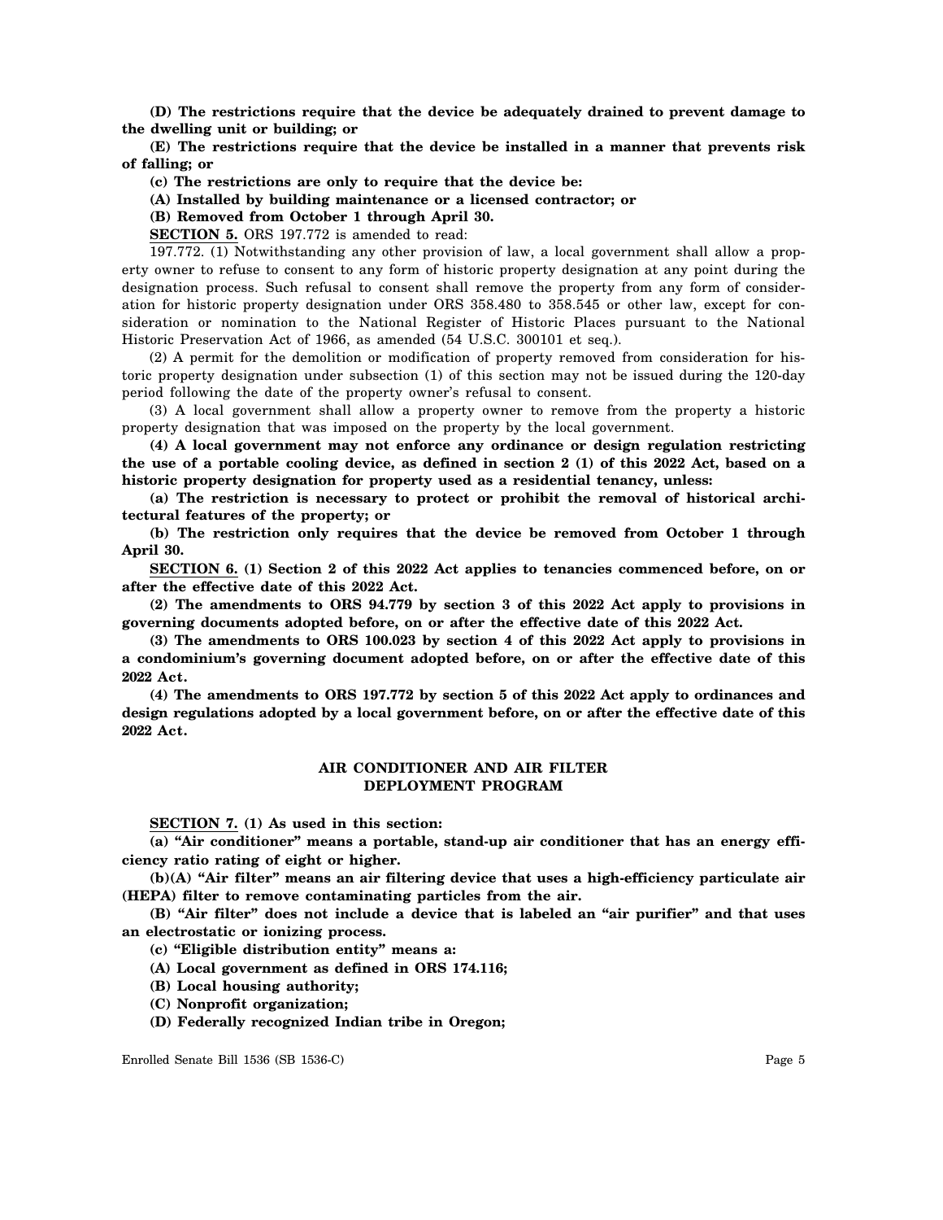**(D) The restrictions require that the device be adequately drained to prevent damage to the dwelling unit or building; or**

**(E) The restrictions require that the device be installed in a manner that prevents risk of falling; or**

**(c) The restrictions are only to require that the device be:**

**(A) Installed by building maintenance or a licensed contractor; or**

**(B) Removed from October 1 through April 30.**

**SECTION 5.** ORS 197.772 is amended to read:

197.772. (1) Notwithstanding any other provision of law, a local government shall allow a property owner to refuse to consent to any form of historic property designation at any point during the designation process. Such refusal to consent shall remove the property from any form of consideration for historic property designation under ORS 358.480 to 358.545 or other law, except for consideration or nomination to the National Register of Historic Places pursuant to the National Historic Preservation Act of 1966, as amended (54 U.S.C. 300101 et seq.).

(2) A permit for the demolition or modification of property removed from consideration for historic property designation under subsection (1) of this section may not be issued during the 120-day period following the date of the property owner's refusal to consent.

(3) A local government shall allow a property owner to remove from the property a historic property designation that was imposed on the property by the local government.

**(4) A local government may not enforce any ordinance or design regulation restricting the use of a portable cooling device, as defined in section 2 (1) of this 2022 Act, based on a historic property designation for property used as a residential tenancy, unless:**

**(a) The restriction is necessary to protect or prohibit the removal of historical architectural features of the property; or**

**(b) The restriction only requires that the device be removed from October 1 through April 30.**

**SECTION 6. (1) Section 2 of this 2022 Act applies to tenancies commenced before, on or after the effective date of this 2022 Act.**

**(2) The amendments to ORS 94.779 by section 3 of this 2022 Act apply to provisions in governing documents adopted before, on or after the effective date of this 2022 Act.**

**(3) The amendments to ORS 100.023 by section 4 of this 2022 Act apply to provisions in a condominium's governing document adopted before, on or after the effective date of this 2022 Act.**

**(4) The amendments to ORS 197.772 by section 5 of this 2022 Act apply to ordinances and design regulations adopted by a local government before, on or after the effective date of this 2022 Act.**

## AIR CONDITIONER AND AIR FILTER DEPLOYMENT PROGRAM

**SECTION 7. (1) As used in this section:**

**(a) "Air conditioner" means a portable, stand-up air conditioner that has an energy efficiency ratio rating of eight or higher.**

**(b)(A) "Air filter" means an air filtering device that uses a high-efficiency particulate air (HEPA) filter to remove contaminating particles from the air.**

**(B) "Air filter" does not include a device that is labeled an "air purifier" and that uses an electrostatic or ionizing process.**

**(c) "Eligible distribution entity" means a:**

**(A) Local government as defined in ORS 174.116;**

**(B) Local housing authority;**

**(C) Nonprofit organization;**

**(D) Federally recognized Indian tribe in Oregon;**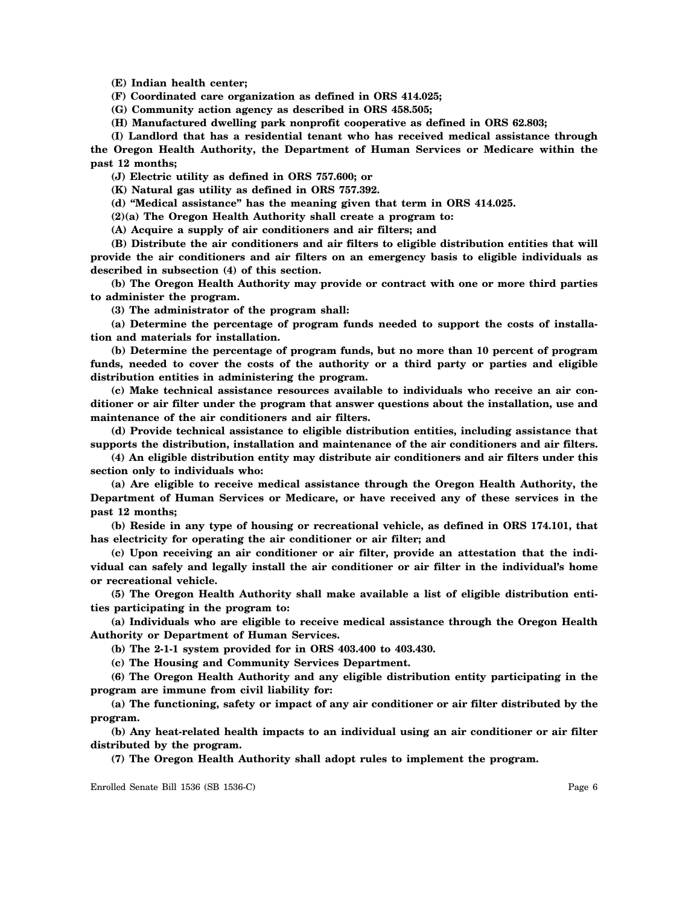**(E) Indian health center;**

**(F) Coordinated care organization as defined in ORS 414.025;**

**(G) Community action agency as described in ORS 458.505;**

**(H) Manufactured dwelling park nonprofit cooperative as defined in ORS 62.803;**

**(I) Landlord that has a residential tenant who has received medical assistance through the Oregon Health Authority, the Department of Human Services or Medicare within the past 12 months;**

**(J) Electric utility as defined in ORS 757.600; or**

**(K) Natural gas utility as defined in ORS 757.392.**

**(d) "Medical assistance" has the meaning given that term in ORS 414.025.**

**(2)(a) The Oregon Health Authority shall create a program to:**

**(A) Acquire a supply of air conditioners and air filters; and**

**(B) Distribute the air conditioners and air filters to eligible distribution entities that will provide the air conditioners and air filters on an emergency basis to eligible individuals as described in subsection (4) of this section.**

**(b) The Oregon Health Authority may provide or contract with one or more third parties to administer the program.**

**(3) The administrator of the program shall:**

**(a) Determine the percentage of program funds needed to support the costs of installation and materials for installation.**

**(b) Determine the percentage of program funds, but no more than 10 percent of program funds, needed to cover the costs of the authority or a third party or parties and eligible distribution entities in administering the program.**

**(c) Make technical assistance resources available to individuals who receive an air conditioner or air filter under the program that answer questions about the installation, use and maintenance of the air conditioners and air filters.**

**(d) Provide technical assistance to eligible distribution entities, including assistance that supports the distribution, installation and maintenance of the air conditioners and air filters.**

**(4) An eligible distribution entity may distribute air conditioners and air filters under this section only to individuals who:**

**(a) Are eligible to receive medical assistance through the Oregon Health Authority, the Department of Human Services or Medicare, or have received any of these services in the past 12 months;**

**(b) Reside in any type of housing or recreational vehicle, as defined in ORS 174.101, that has electricity for operating the air conditioner or air filter; and**

**(c) Upon receiving an air conditioner or air filter, provide an attestation that the individual can safely and legally install the air conditioner or air filter in the individual's home or recreational vehicle.**

**(5) The Oregon Health Authority shall make available a list of eligible distribution entities participating in the program to:**

**(a) Individuals who are eligible to receive medical assistance through the Oregon Health Authority or Department of Human Services.**

**(b) The 2-1-1 system provided for in ORS 403.400 to 403.430.**

**(c) The Housing and Community Services Department.**

**(6) The Oregon Health Authority and any eligible distribution entity participating in the program are immune from civil liability for:**

**(a) The functioning, safety or impact of any air conditioner or air filter distributed by the program.**

**(b) Any heat-related health impacts to an individual using an air conditioner or air filter distributed by the program.**

**(7) The Oregon Health Authority shall adopt rules to implement the program.**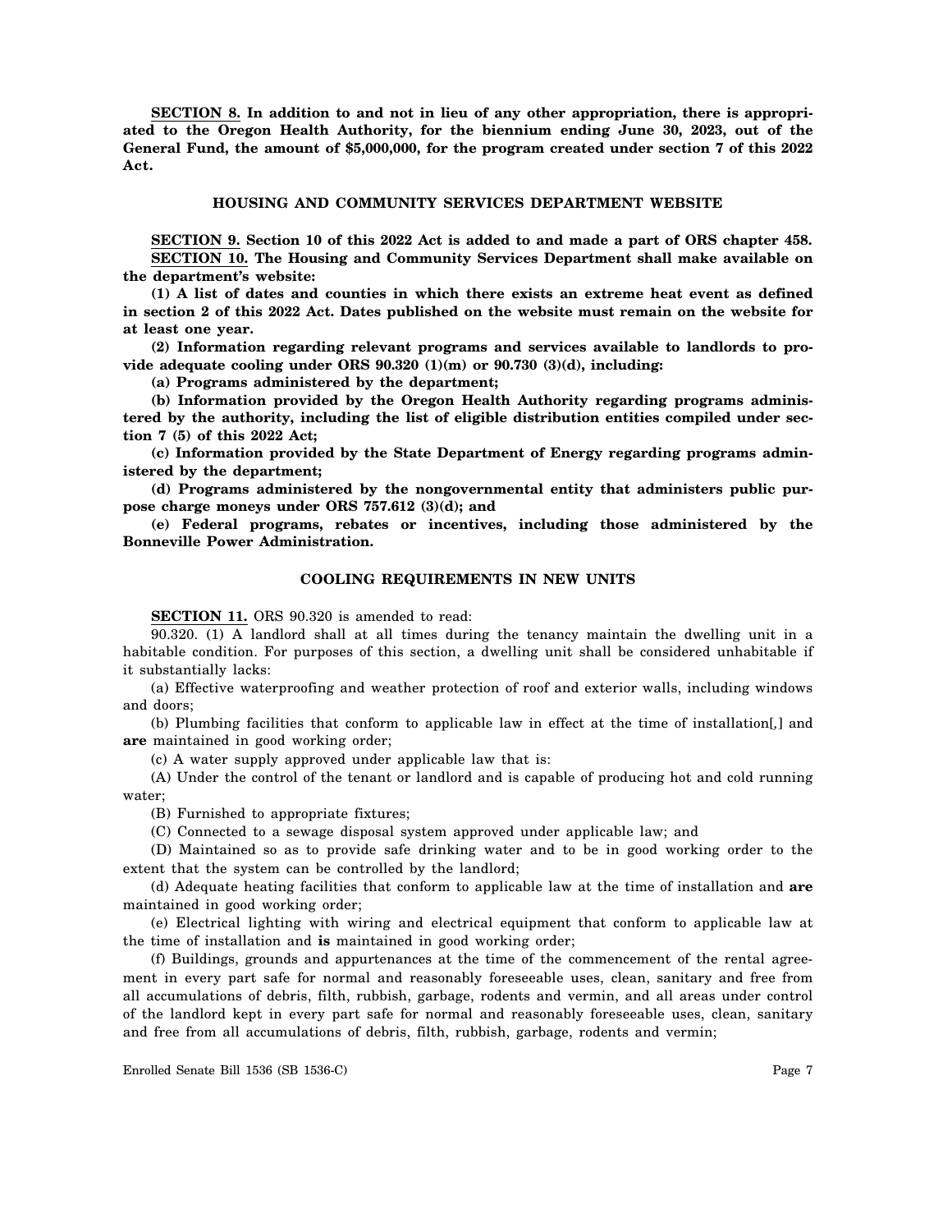**SECTION 8. In addition to and not in lieu of any other appropriation, there is appropriated to the Oregon Health Authority, for the biennium ending June 30, 2023, out of the General Fund, the amount of $5,000,000, for the program created under section 7 of this 2022 Act.**

### HOUSING AND COMMUNITY SERVICES DEPARTMENT WEBSITE

**SECTION 9. Section 10 of this 2022 Act is added to and made a part of ORS chapter 458.**

**SECTION 10. The Housing and Community Services Department shall make available on the department's website:**

**(1) A list of dates and counties in which there exists an extreme heat event as defined in section 2 of this 2022 Act. Dates published on the website must remain on the website for at least one year.**

**(2) Information regarding relevant programs and services available to landlords to provide adequate cooling under ORS 90.320 (1)(m) or 90.730 (3)(d), including:**

**(a) Programs administered by the department;**

**(b) Information provided by the Oregon Health Authority regarding programs administered by the authority, including the list of eligible distribution entities compiled under section 7 (5) of this 2022 Act;**

**(c) Information provided by the State Department of Energy regarding programs administered by the department;**

**(d) Programs administered by the nongovernmental entity that administers public purpose charge moneys under ORS 757.612 (3)(d); and**

**(e) Federal programs, rebates or incentives, including those administered by the Bonneville Power Administration.**

### COOLING REQUIREMENTS IN NEW UNITS

**SECTION 11.** ORS 90.320 is amended to read:

90.320. (1) A landlord shall at all times during the tenancy maintain the dwelling unit in a habitable condition. For purposes of this section, a dwelling unit shall be considered unhabitable if it substantially lacks:

(a) Effective waterproofing and weather protection of roof and exterior walls, including windows and doors;

(b) Plumbing facilities that conform to applicable law in effect at the time of installation[,] and **are** maintained in good working order;

(c) A water supply approved under applicable law that is:

(A) Under the control of the tenant or landlord and is capable of producing hot and cold running water;

(B) Furnished to appropriate fixtures;

(C) Connected to a sewage disposal system approved under applicable law; and

(D) Maintained so as to provide safe drinking water and to be in good working order to the extent that the system can be controlled by the landlord;

(d) Adequate heating facilities that conform to applicable law at the time of installation and **are** maintained in good working order;

(e) Electrical lighting with wiring and electrical equipment that conform to applicable law at the time of installation and **is** maintained in good working order;

(f) Buildings, grounds and appurtenances at the time of the commencement of the rental agreement in every part safe for normal and reasonably foreseeable uses, clean, sanitary and free from all accumulations of debris, filth, rubbish, garbage, rodents and vermin, and all areas under control of the landlord kept in every part safe for normal and reasonably foreseeable uses, clean, sanitary and free from all accumulations of debris, filth, rubbish, garbage, rodents and vermin;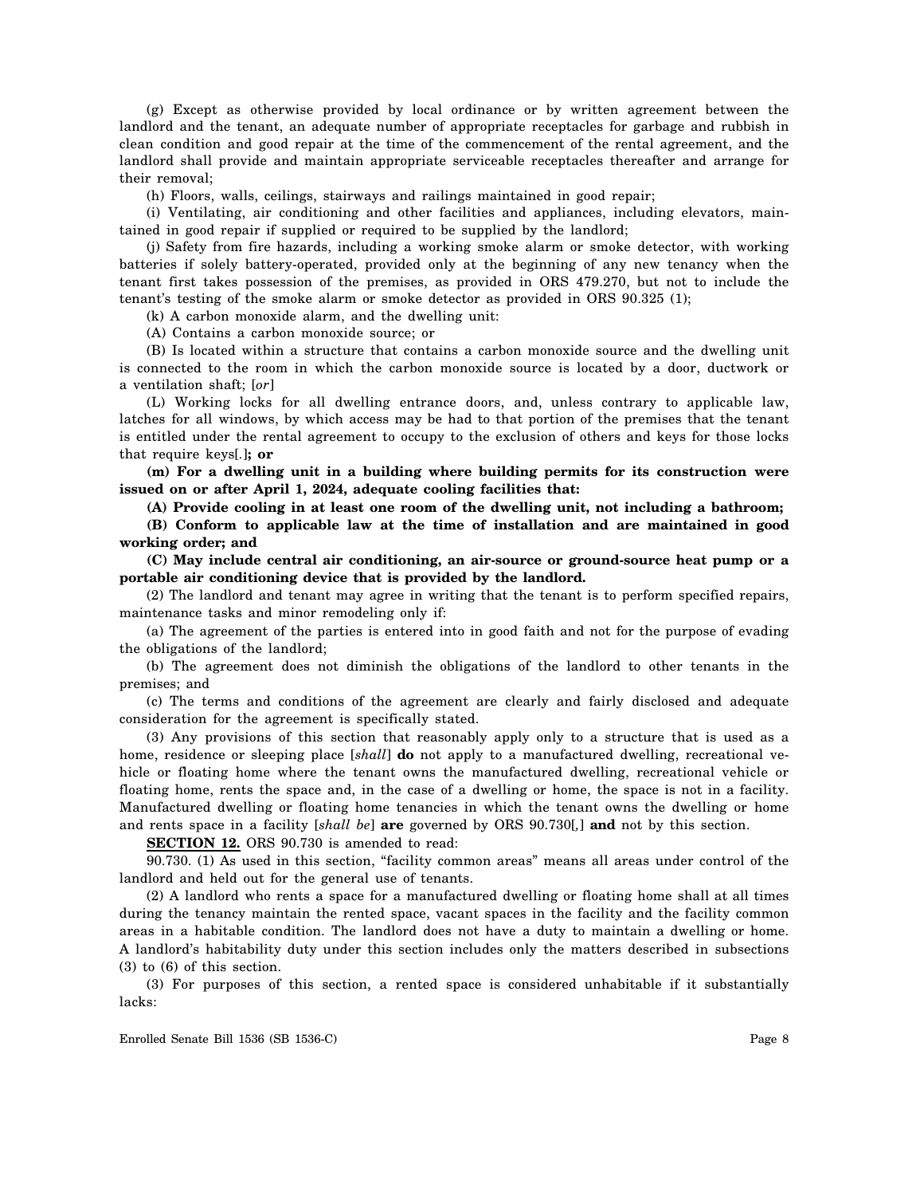(g) Except as otherwise provided by local ordinance or by written agreement between the landlord and the tenant, an adequate number of appropriate receptacles for garbage and rubbish in clean condition and good repair at the time of the commencement of the rental agreement, and the landlord shall provide and maintain appropriate serviceable receptacles thereafter and arrange for their removal;

(h) Floors, walls, ceilings, stairways and railings maintained in good repair;

(i) Ventilating, air conditioning and other facilities and appliances, including elevators, maintained in good repair if supplied or required to be supplied by the landlord;

(j) Safety from fire hazards, including a working smoke alarm or smoke detector, with working batteries if solely battery-operated, provided only at the beginning of any new tenancy when the tenant first takes possession of the premises, as provided in ORS 479.270, but not to include the tenant's testing of the smoke alarm or smoke detector as provided in ORS 90.325 (1);

(k) A carbon monoxide alarm, and the dwelling unit:

(A) Contains a carbon monoxide source; or

(B) Is located within a structure that contains a carbon monoxide source and the dwelling unit is connected to the room in which the carbon monoxide source is located by a door, ductwork or a ventilation shaft; [*or*]

(L) Working locks for all dwelling entrance doors, and, unless contrary to applicable law, latches for all windows, by which access may be had to that portion of the premises that the tenant is entitled under the rental agreement to occupy to the exclusion of others and keys for those locks that require keys[*.*]**; or**

**(m) For a dwelling unit in a building where building permits for its construction were issued on or after April 1, 2024, adequate cooling facilities that:**

**(A) Provide cooling in at least one room of the dwelling unit, not including a bathroom;**

**(B) Conform to applicable law at the time of installation and are maintained in good working order; and**

**(C) May include central air conditioning, an air-source or ground-source heat pump or a portable air conditioning device that is provided by the landlord.**

(2) The landlord and tenant may agree in writing that the tenant is to perform specified repairs, maintenance tasks and minor remodeling only if:

(a) The agreement of the parties is entered into in good faith and not for the purpose of evading the obligations of the landlord;

(b) The agreement does not diminish the obligations of the landlord to other tenants in the premises; and

(c) The terms and conditions of the agreement are clearly and fairly disclosed and adequate consideration for the agreement is specifically stated.

(3) Any provisions of this section that reasonably apply only to a structure that is used as a home, residence or sleeping place [*shall*] **do** not apply to a manufactured dwelling, recreational vehicle or floating home where the tenant owns the manufactured dwelling, recreational vehicle or floating home, rents the space and, in the case of a dwelling or home, the space is not in a facility. Manufactured dwelling or floating home tenancies in which the tenant owns the dwelling or home and rents space in a facility [*shall be*] **are** governed by ORS 90.730[*,*] **and** not by this section.

**SECTION 12.** ORS 90.730 is amended to read:

90.730. (1) As used in this section, "facility common areas" means all areas under control of the landlord and held out for the general use of tenants.

(2) A landlord who rents a space for a manufactured dwelling or floating home shall at all times during the tenancy maintain the rented space, vacant spaces in the facility and the facility common areas in a habitable condition. The landlord does not have a duty to maintain a dwelling or home. A landlord's habitability duty under this section includes only the matters described in subsections (3) to (6) of this section.

(3) For purposes of this section, a rented space is considered unhabitable if it substantially lacks: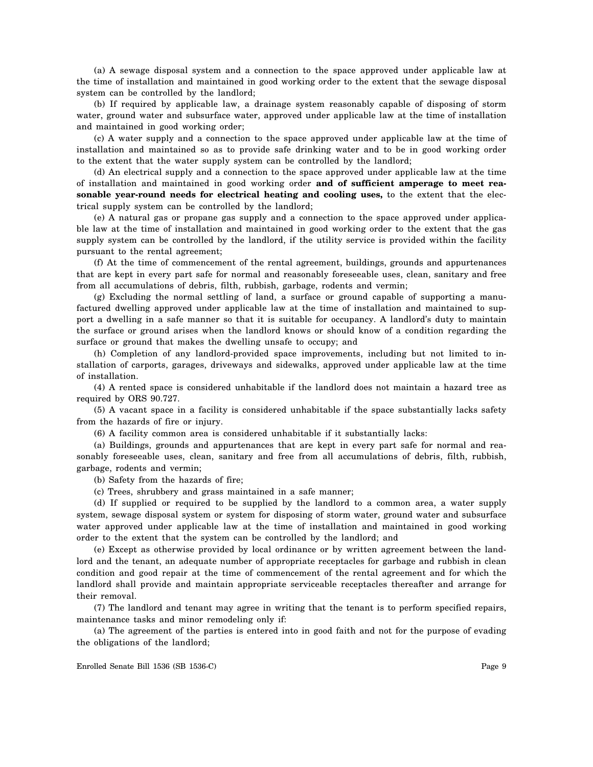(a) A sewage disposal system and a connection to the space approved under applicable law at the time of installation and maintained in good working order to the extent that the sewage disposal system can be controlled by the landlord;

(b) If required by applicable law, a drainage system reasonably capable of disposing of storm water, ground water and subsurface water, approved under applicable law at the time of installation and maintained in good working order;

(c) A water supply and a connection to the space approved under applicable law at the time of installation and maintained so as to provide safe drinking water and to be in good working order to the extent that the water supply system can be controlled by the landlord;

(d) An electrical supply and a connection to the space approved under applicable law at the time of installation and maintained in good working order **and of sufficient amperage to meet reasonable year-round needs for electrical heating and cooling uses,** to the extent that the electrical supply system can be controlled by the landlord;

(e) A natural gas or propane gas supply and a connection to the space approved under applicable law at the time of installation and maintained in good working order to the extent that the gas supply system can be controlled by the landlord, if the utility service is provided within the facility pursuant to the rental agreement;

(f) At the time of commencement of the rental agreement, buildings, grounds and appurtenances that are kept in every part safe for normal and reasonably foreseeable uses, clean, sanitary and free from all accumulations of debris, filth, rubbish, garbage, rodents and vermin;

(g) Excluding the normal settling of land, a surface or ground capable of supporting a manufactured dwelling approved under applicable law at the time of installation and maintained to support a dwelling in a safe manner so that it is suitable for occupancy. A landlord's duty to maintain the surface or ground arises when the landlord knows or should know of a condition regarding the surface or ground that makes the dwelling unsafe to occupy; and

(h) Completion of any landlord-provided space improvements, including but not limited to installation of carports, garages, driveways and sidewalks, approved under applicable law at the time of installation.

(4) A rented space is considered unhabitable if the landlord does not maintain a hazard tree as required by ORS 90.727.

(5) A vacant space in a facility is considered unhabitable if the space substantially lacks safety from the hazards of fire or injury.

(6) A facility common area is considered unhabitable if it substantially lacks:

(a) Buildings, grounds and appurtenances that are kept in every part safe for normal and reasonably foreseeable uses, clean, sanitary and free from all accumulations of debris, filth, rubbish, garbage, rodents and vermin;

(b) Safety from the hazards of fire;

(c) Trees, shrubbery and grass maintained in a safe manner;

(d) If supplied or required to be supplied by the landlord to a common area, a water supply system, sewage disposal system or system for disposing of storm water, ground water and subsurface water approved under applicable law at the time of installation and maintained in good working order to the extent that the system can be controlled by the landlord; and

(e) Except as otherwise provided by local ordinance or by written agreement between the landlord and the tenant, an adequate number of appropriate receptacles for garbage and rubbish in clean condition and good repair at the time of commencement of the rental agreement and for which the landlord shall provide and maintain appropriate serviceable receptacles thereafter and arrange for their removal.

(7) The landlord and tenant may agree in writing that the tenant is to perform specified repairs, maintenance tasks and minor remodeling only if:

(a) The agreement of the parties is entered into in good faith and not for the purpose of evading the obligations of the landlord;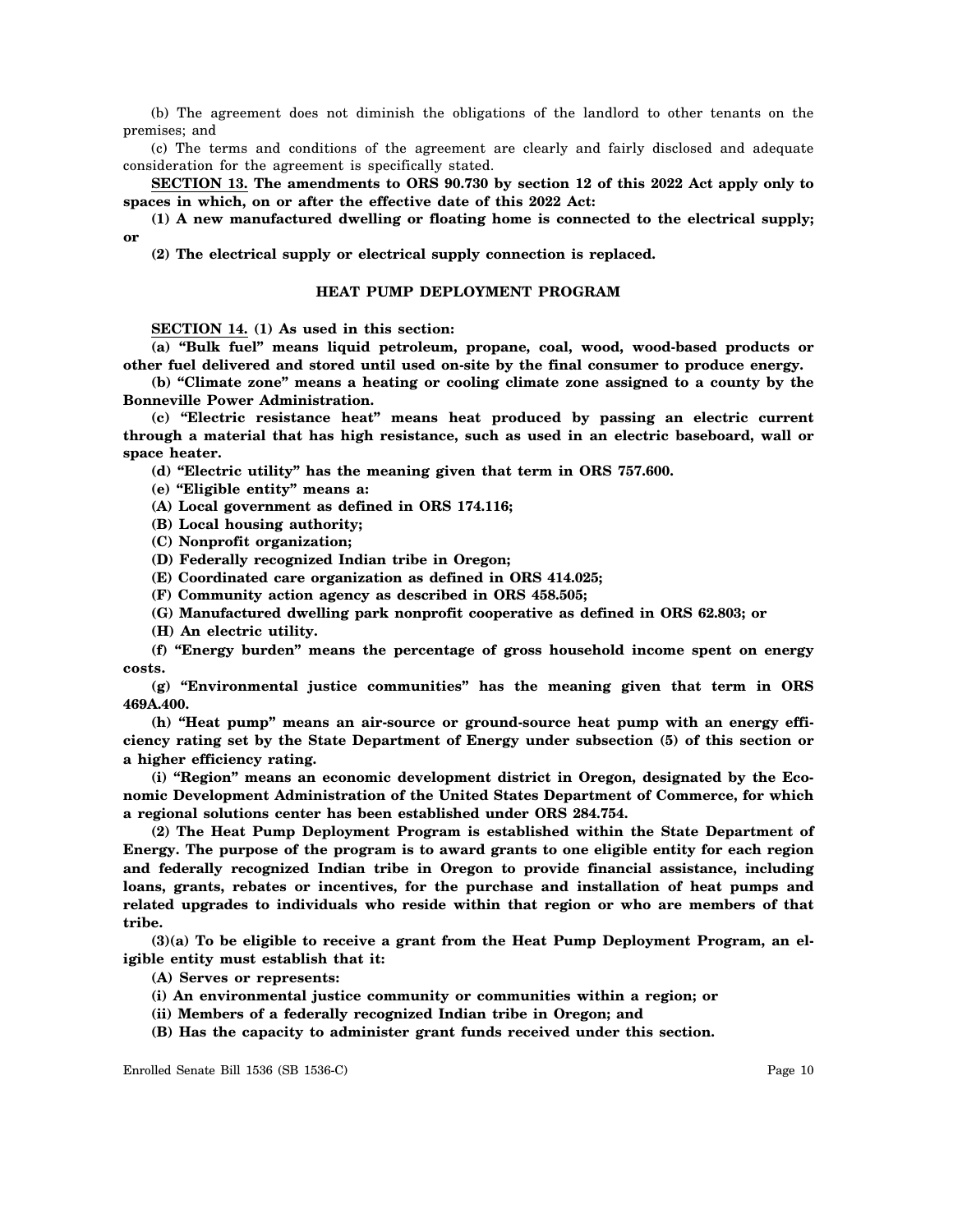(b) The agreement does not diminish the obligations of the landlord to other tenants on the premises; and

(c) The terms and conditions of the agreement are clearly and fairly disclosed and adequate consideration for the agreement is specifically stated.

**SECTION 13. The amendments to ORS 90.730 by section 12 of this 2022 Act apply only to spaces in which, on or after the effective date of this 2022 Act:**

**(1) A new manufactured dwelling or floating home is connected to the electrical supply; or**

**(2) The electrical supply or electrical supply connection is replaced.**

## HEAT PUMP DEPLOYMENT PROGRAM

**SECTION 14. (1) As used in this section:**

**(a) "Bulk fuel" means liquid petroleum, propane, coal, wood, wood-based products or other fuel delivered and stored until used on-site by the final consumer to produce energy.**

**(b) "Climate zone" means a heating or cooling climate zone assigned to a county by the Bonneville Power Administration.**

**(c) "Electric resistance heat" means heat produced by passing an electric current through a material that has high resistance, such as used in an electric baseboard, wall or space heater.**

**(d) "Electric utility" has the meaning given that term in ORS 757.600.**

**(e) "Eligible entity" means a:**

**(A) Local government as defined in ORS 174.116;**

**(B) Local housing authority;**

**(C) Nonprofit organization;**

**(D) Federally recognized Indian tribe in Oregon;**

**(E) Coordinated care organization as defined in ORS 414.025;**

**(F) Community action agency as described in ORS 458.505;**

**(G) Manufactured dwelling park nonprofit cooperative as defined in ORS 62.803; or**

**(H) An electric utility.**

**(f) "Energy burden" means the percentage of gross household income spent on energy costs.**

**(g) "Environmental justice communities" has the meaning given that term in ORS 469A.400.**

**(h) "Heat pump" means an air-source or ground-source heat pump with an energy efficiency rating set by the State Department of Energy under subsection (5) of this section or a higher efficiency rating.**

**(i) "Region" means an economic development district in Oregon, designated by the Economic Development Administration of the United States Department of Commerce, for which a regional solutions center has been established under ORS 284.754.**

**(2) The Heat Pump Deployment Program is established within the State Department of Energy. The purpose of the program is to award grants to one eligible entity for each region and federally recognized Indian tribe in Oregon to provide financial assistance, including loans, grants, rebates or incentives, for the purchase and installation of heat pumps and related upgrades to individuals who reside within that region or who are members of that tribe.**

**(3)(a) To be eligible to receive a grant from the Heat Pump Deployment Program, an eligible entity must establish that it:**

**(A) Serves or represents:**

**(i) An environmental justice community or communities within a region; or**

**(ii) Members of a federally recognized Indian tribe in Oregon; and**

**(B) Has the capacity to administer grant funds received under this section.**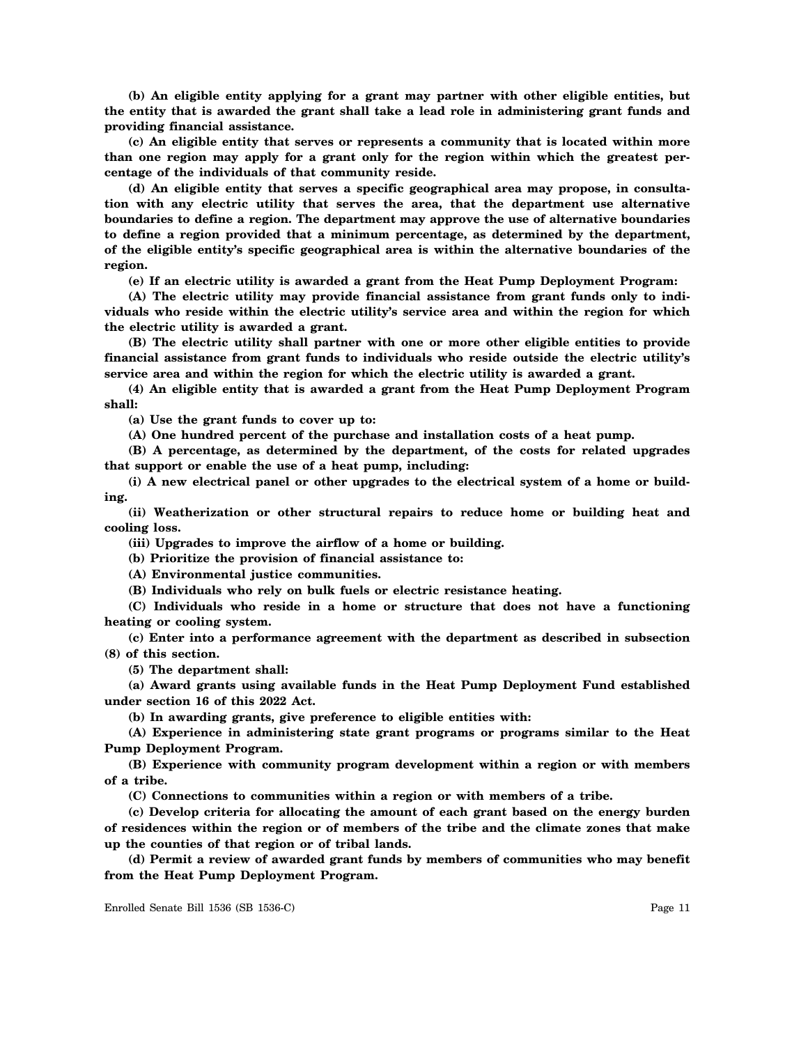**(b) An eligible entity applying for a grant may partner with other eligible entities, but the entity that is awarded the grant shall take a lead role in administering grant funds and providing financial assistance.**

**(c) An eligible entity that serves or represents a community that is located within more than one region may apply for a grant only for the region within which the greatest percentage of the individuals of that community reside.**

**(d) An eligible entity that serves a specific geographical area may propose, in consultation with any electric utility that serves the area, that the department use alternative boundaries to define a region. The department may approve the use of alternative boundaries to define a region provided that a minimum percentage, as determined by the department, of the eligible entity's specific geographical area is within the alternative boundaries of the region.**

**(e) If an electric utility is awarded a grant from the Heat Pump Deployment Program:**

**(A) The electric utility may provide financial assistance from grant funds only to individuals who reside within the electric utility's service area and within the region for which the electric utility is awarded a grant.**

**(B) The electric utility shall partner with one or more other eligible entities to provide financial assistance from grant funds to individuals who reside outside the electric utility's service area and within the region for which the electric utility is awarded a grant.**

**(4) An eligible entity that is awarded a grant from the Heat Pump Deployment Program shall:**

**(a) Use the grant funds to cover up to:**

**(A) One hundred percent of the purchase and installation costs of a heat pump.**

**(B) A percentage, as determined by the department, of the costs for related upgrades that support or enable the use of a heat pump, including:**

**(i) A new electrical panel or other upgrades to the electrical system of a home or building.**

**(ii) Weatherization or other structural repairs to reduce home or building heat and cooling loss.**

**(iii) Upgrades to improve the airflow of a home or building.**

**(b) Prioritize the provision of financial assistance to:**

**(A) Environmental justice communities.**

**(B) Individuals who rely on bulk fuels or electric resistance heating.**

**(C) Individuals who reside in a home or structure that does not have a functioning heating or cooling system.**

**(c) Enter into a performance agreement with the department as described in subsection (8) of this section.**

**(5) The department shall:**

**(a) Award grants using available funds in the Heat Pump Deployment Fund established under section 16 of this 2022 Act.**

**(b) In awarding grants, give preference to eligible entities with:**

**(A) Experience in administering state grant programs or programs similar to the Heat Pump Deployment Program.**

**(B) Experience with community program development within a region or with members of a tribe.**

**(C) Connections to communities within a region or with members of a tribe.**

**(c) Develop criteria for allocating the amount of each grant based on the energy burden of residences within the region or of members of the tribe and the climate zones that make up the counties of that region or of tribal lands.**

**(d) Permit a review of awarded grant funds by members of communities who may benefit from the Heat Pump Deployment Program.**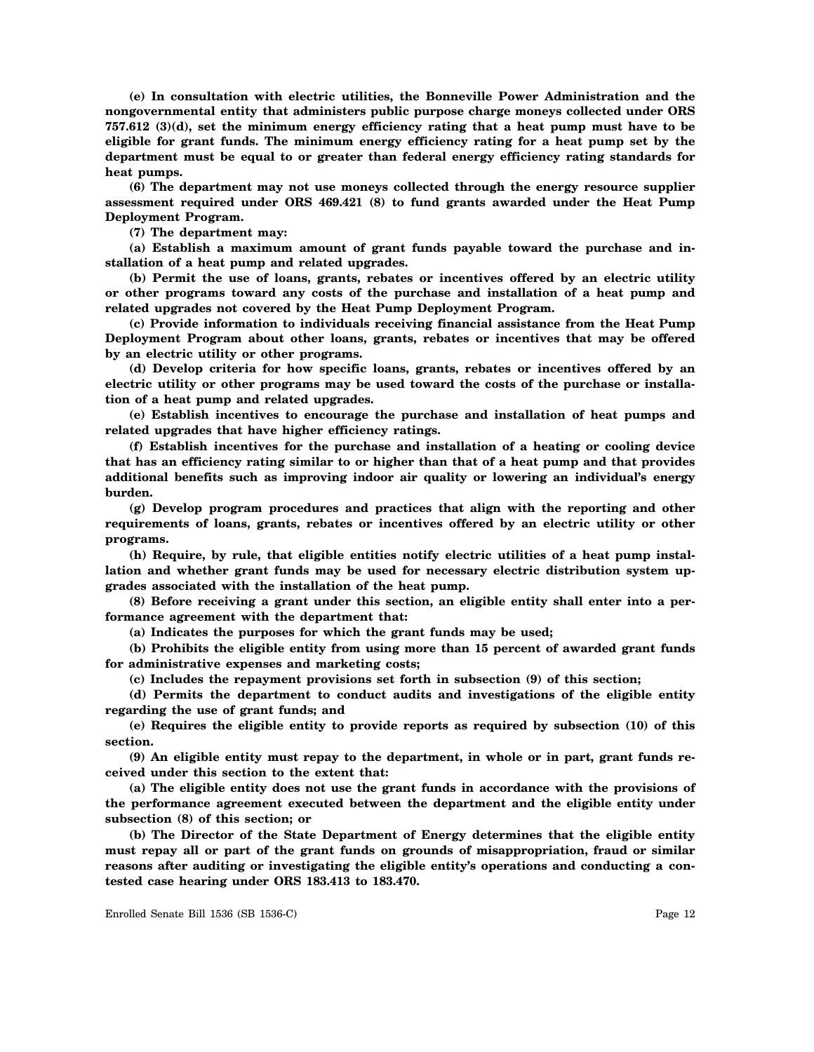**(e) In consultation with electric utilities, the Bonneville Power Administration and the nongovernmental entity that administers public purpose charge moneys collected under ORS 757.612 (3)(d), set the minimum energy efficiency rating that a heat pump must have to be eligible for grant funds. The minimum energy efficiency rating for a heat pump set by the department must be equal to or greater than federal energy efficiency rating standards for heat pumps.**

**(6) The department may not use moneys collected through the energy resource supplier assessment required under ORS 469.421 (8) to fund grants awarded under the Heat Pump Deployment Program.**

**(7) The department may:**

**(a) Establish a maximum amount of grant funds payable toward the purchase and installation of a heat pump and related upgrades.**

**(b) Permit the use of loans, grants, rebates or incentives offered by an electric utility or other programs toward any costs of the purchase and installation of a heat pump and related upgrades not covered by the Heat Pump Deployment Program.**

**(c) Provide information to individuals receiving financial assistance from the Heat Pump Deployment Program about other loans, grants, rebates or incentives that may be offered by an electric utility or other programs.**

**(d) Develop criteria for how specific loans, grants, rebates or incentives offered by an electric utility or other programs may be used toward the costs of the purchase or installation of a heat pump and related upgrades.**

**(e) Establish incentives to encourage the purchase and installation of heat pumps and related upgrades that have higher efficiency ratings.**

**(f) Establish incentives for the purchase and installation of a heating or cooling device that has an efficiency rating similar to or higher than that of a heat pump and that provides additional benefits such as improving indoor air quality or lowering an individual's energy burden.**

**(g) Develop program procedures and practices that align with the reporting and other requirements of loans, grants, rebates or incentives offered by an electric utility or other programs.**

**(h) Require, by rule, that eligible entities notify electric utilities of a heat pump installation and whether grant funds may be used for necessary electric distribution system upgrades associated with the installation of the heat pump.**

**(8) Before receiving a grant under this section, an eligible entity shall enter into a performance agreement with the department that:**

**(a) Indicates the purposes for which the grant funds may be used;**

**(b) Prohibits the eligible entity from using more than 15 percent of awarded grant funds for administrative expenses and marketing costs;**

**(c) Includes the repayment provisions set forth in subsection (9) of this section;**

**(d) Permits the department to conduct audits and investigations of the eligible entity regarding the use of grant funds; and**

**(e) Requires the eligible entity to provide reports as required by subsection (10) of this section.**

**(9) An eligible entity must repay to the department, in whole or in part, grant funds received under this section to the extent that:**

**(a) The eligible entity does not use the grant funds in accordance with the provisions of the performance agreement executed between the department and the eligible entity under subsection (8) of this section; or**

**(b) The Director of the State Department of Energy determines that the eligible entity must repay all or part of the grant funds on grounds of misappropriation, fraud or similar reasons after auditing or investigating the eligible entity's operations and conducting a contested case hearing under ORS 183.413 to 183.470.**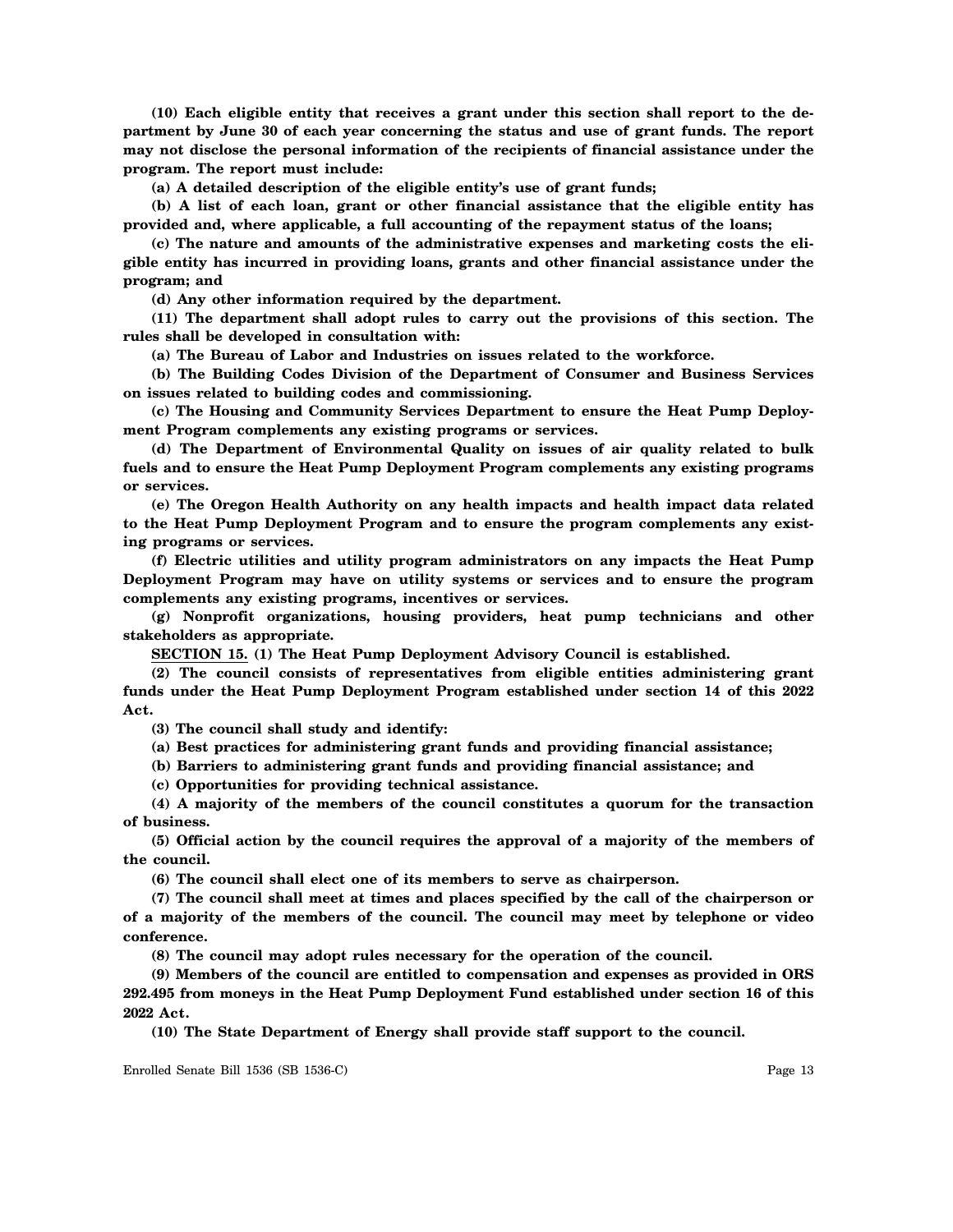**(10) Each eligible entity that receives a grant under this section shall report to the department by June 30 of each year concerning the status and use of grant funds. The report may not disclose the personal information of the recipients of financial assistance under the program. The report must include:**

**(a) A detailed description of the eligible entity's use of grant funds;**

**(b) A list of each loan, grant or other financial assistance that the eligible entity has provided and, where applicable, a full accounting of the repayment status of the loans;**

**(c) The nature and amounts of the administrative expenses and marketing costs the eligible entity has incurred in providing loans, grants and other financial assistance under the program; and**

**(d) Any other information required by the department.**

**(11) The department shall adopt rules to carry out the provisions of this section. The rules shall be developed in consultation with:**

**(a) The Bureau of Labor and Industries on issues related to the workforce.**

**(b) The Building Codes Division of the Department of Consumer and Business Services on issues related to building codes and commissioning.**

**(c) The Housing and Community Services Department to ensure the Heat Pump Deployment Program complements any existing programs or services.**

**(d) The Department of Environmental Quality on issues of air quality related to bulk fuels and to ensure the Heat Pump Deployment Program complements any existing programs or services.**

**(e) The Oregon Health Authority on any health impacts and health impact data related to the Heat Pump Deployment Program and to ensure the program complements any existing programs or services.**

**(f) Electric utilities and utility program administrators on any impacts the Heat Pump Deployment Program may have on utility systems or services and to ensure the program complements any existing programs, incentives or services.**

**(g) Nonprofit organizations, housing providers, heat pump technicians and other stakeholders as appropriate.**

**<u>SECTION 15.</u> (1) The Heat Pump Deployment Advisory Council is established.**

**(2) The council consists of representatives from eligible entities administering grant funds under the Heat Pump Deployment Program established under section 14 of this 2022 Act.**

**(3) The council shall study and identify:**

**(a) Best practices for administering grant funds and providing financial assistance;**

**(b) Barriers to administering grant funds and providing financial assistance; and**

**(c) Opportunities for providing technical assistance.**

**(4) A majority of the members of the council constitutes a quorum for the transaction of business.**

**(5) Official action by the council requires the approval of a majority of the members of the council.**

**(6) The council shall elect one of its members to serve as chairperson.**

**(7) The council shall meet at times and places specified by the call of the chairperson or of a majority of the members of the council. The council may meet by telephone or video conference.**

**(8) The council may adopt rules necessary for the operation of the council.**

**(9) Members of the council are entitled to compensation and expenses as provided in ORS 292.495 from moneys in the Heat Pump Deployment Fund established under section 16 of this 2022 Act.**

**(10) The State Department of Energy shall provide staff support to the council.**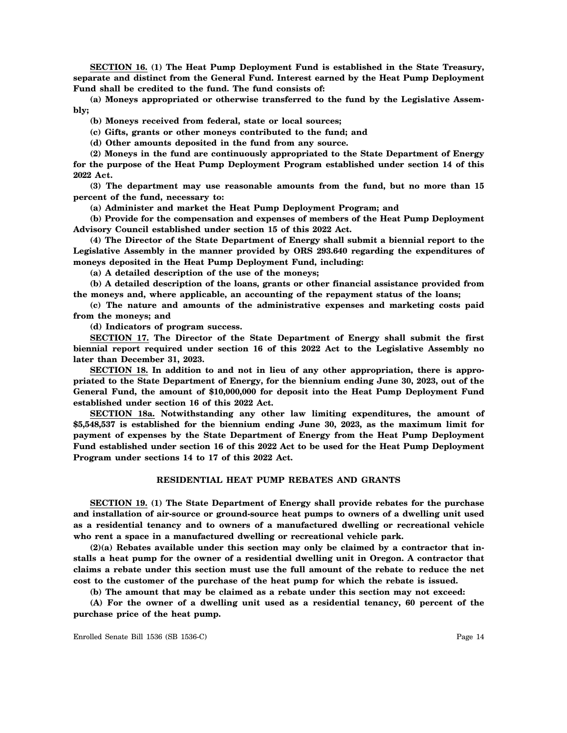**SECTION 16. (1) The Heat Pump Deployment Fund is established in the State Treasury, separate and distinct from the General Fund. Interest earned by the Heat Pump Deployment Fund shall be credited to the fund. The fund consists of:**

**(a) Moneys appropriated or otherwise transferred to the fund by the Legislative Assembly;**

**(b) Moneys received from federal, state or local sources;**

**(c) Gifts, grants or other moneys contributed to the fund; and**

**(d) Other amounts deposited in the fund from any source.**

**(2) Moneys in the fund are continuously appropriated to the State Department of Energy for the purpose of the Heat Pump Deployment Program established under section 14 of this 2022 Act.**

**(3) The department may use reasonable amounts from the fund, but no more than 15 percent of the fund, necessary to:**

**(a) Administer and market the Heat Pump Deployment Program; and**

**(b) Provide for the compensation and expenses of members of the Heat Pump Deployment Advisory Council established under section 15 of this 2022 Act.**

**(4) The Director of the State Department of Energy shall submit a biennial report to the Legislative Assembly in the manner provided by ORS 293.640 regarding the expenditures of moneys deposited in the Heat Pump Deployment Fund, including:**

**(a) A detailed description of the use of the moneys;**

**(b) A detailed description of the loans, grants or other financial assistance provided from the moneys and, where applicable, an accounting of the repayment status of the loans;**

**(c) The nature and amounts of the administrative expenses and marketing costs paid from the moneys; and**

**(d) Indicators of program success.**

**SECTION 17. The Director of the State Department of Energy shall submit the first biennial report required under section 16 of this 2022 Act to the Legislative Assembly no later than December 31, 2023.**

**SECTION 18. In addition to and not in lieu of any other appropriation, there is appropriated to the State Department of Energy, for the biennium ending June 30, 2023, out of the General Fund, the amount of $10,000,000 for deposit into the Heat Pump Deployment Fund established under section 16 of this 2022 Act.**

**SECTION 18a. Notwithstanding any other law limiting expenditures, the amount of $5,548,537 is established for the biennium ending June 30, 2023, as the maximum limit for payment of expenses by the State Department of Energy from the Heat Pump Deployment Fund established under section 16 of this 2022 Act to be used for the Heat Pump Deployment Program under sections 14 to 17 of this 2022 Act.**

## RESIDENTIAL HEAT PUMP REBATES AND GRANTS

**SECTION 19. (1) The State Department of Energy shall provide rebates for the purchase and installation of air-source or ground-source heat pumps to owners of a dwelling unit used as a residential tenancy and to owners of a manufactured dwelling or recreational vehicle who rent a space in a manufactured dwelling or recreational vehicle park.**

**(2)(a) Rebates available under this section may only be claimed by a contractor that installs a heat pump for the owner of a residential dwelling unit in Oregon. A contractor that claims a rebate under this section must use the full amount of the rebate to reduce the net cost to the customer of the purchase of the heat pump for which the rebate is issued.**

**(b) The amount that may be claimed as a rebate under this section may not exceed:**

**(A) For the owner of a dwelling unit used as a residential tenancy, 60 percent of the purchase price of the heat pump.**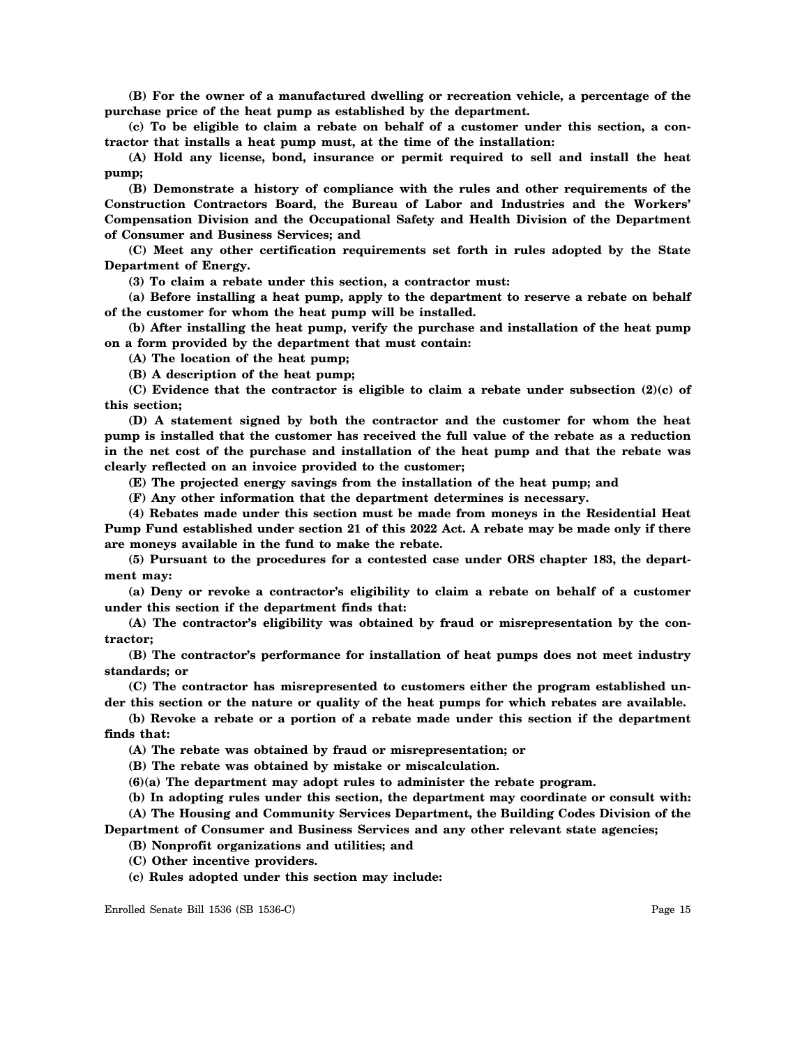**(B) For the owner of a manufactured dwelling or recreation vehicle, a percentage of the purchase price of the heat pump as established by the department.**

**(c) To be eligible to claim a rebate on behalf of a customer under this section, a contractor that installs a heat pump must, at the time of the installation:**

**(A) Hold any license, bond, insurance or permit required to sell and install the heat pump;**

**(B) Demonstrate a history of compliance with the rules and other requirements of the Construction Contractors Board, the Bureau of Labor and Industries and the Workers' Compensation Division and the Occupational Safety and Health Division of the Department of Consumer and Business Services; and**

**(C) Meet any other certification requirements set forth in rules adopted by the State Department of Energy.**

**(3) To claim a rebate under this section, a contractor must:**

**(a) Before installing a heat pump, apply to the department to reserve a rebate on behalf of the customer for whom the heat pump will be installed.**

**(b) After installing the heat pump, verify the purchase and installation of the heat pump on a form provided by the department that must contain:**

**(A) The location of the heat pump;**

**(B) A description of the heat pump;**

**(C) Evidence that the contractor is eligible to claim a rebate under subsection (2)(c) of this section;**

**(D) A statement signed by both the contractor and the customer for whom the heat pump is installed that the customer has received the full value of the rebate as a reduction in the net cost of the purchase and installation of the heat pump and that the rebate was clearly reflected on an invoice provided to the customer;**

**(E) The projected energy savings from the installation of the heat pump; and**

**(F) Any other information that the department determines is necessary.**

**(4) Rebates made under this section must be made from moneys in the Residential Heat Pump Fund established under section 21 of this 2022 Act. A rebate may be made only if there are moneys available in the fund to make the rebate.**

**(5) Pursuant to the procedures for a contested case under ORS chapter 183, the department may:**

**(a) Deny or revoke a contractor's eligibility to claim a rebate on behalf of a customer under this section if the department finds that:**

**(A) The contractor's eligibility was obtained by fraud or misrepresentation by the contractor;**

**(B) The contractor's performance for installation of heat pumps does not meet industry standards; or**

**(C) The contractor has misrepresented to customers either the program established under this section or the nature or quality of the heat pumps for which rebates are available.**

**(b) Revoke a rebate or a portion of a rebate made under this section if the department finds that:**

**(A) The rebate was obtained by fraud or misrepresentation; or**

**(B) The rebate was obtained by mistake or miscalculation.**

**(6)(a) The department may adopt rules to administer the rebate program.**

**(b) In adopting rules under this section, the department may coordinate or consult with:**

**(A) The Housing and Community Services Department, the Building Codes Division of the Department of Consumer and Business Services and any other relevant state agencies;**

**(B) Nonprofit organizations and utilities; and**

**(C) Other incentive providers.**

**(c) Rules adopted under this section may include:**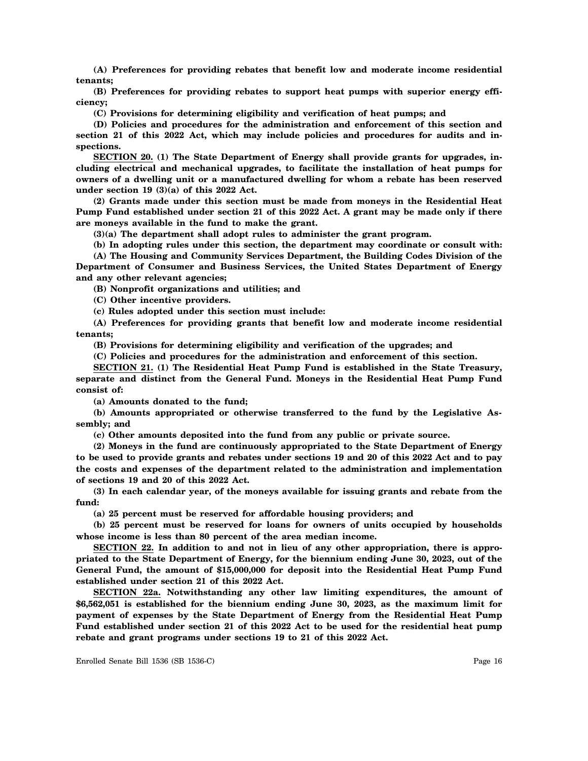**(A) Preferences for providing rebates that benefit low and moderate income residential tenants;**

**(B) Preferences for providing rebates to support heat pumps with superior energy efficiency;**

**(C) Provisions for determining eligibility and verification of heat pumps; and**

**(D) Policies and procedures for the administration and enforcement of this section and section 21 of this 2022 Act, which may include policies and procedures for audits and inspections.**

**SECTION 20. (1) The State Department of Energy shall provide grants for upgrades, including electrical and mechanical upgrades, to facilitate the installation of heat pumps for owners of a dwelling unit or a manufactured dwelling for whom a rebate has been reserved under section 19 (3)(a) of this 2022 Act.**

**(2) Grants made under this section must be made from moneys in the Residential Heat Pump Fund established under section 21 of this 2022 Act. A grant may be made only if there are moneys available in the fund to make the grant.**

**(3)(a) The department shall adopt rules to administer the grant program.**

**(b) In adopting rules under this section, the department may coordinate or consult with:**

**(A) The Housing and Community Services Department, the Building Codes Division of the Department of Consumer and Business Services, the United States Department of Energy and any other relevant agencies;**

**(B) Nonprofit organizations and utilities; and**

**(C) Other incentive providers.**

**(c) Rules adopted under this section must include:**

**(A) Preferences for providing grants that benefit low and moderate income residential tenants;**

**(B) Provisions for determining eligibility and verification of the upgrades; and**

**(C) Policies and procedures for the administration and enforcement of this section.**

**SECTION 21. (1) The Residential Heat Pump Fund is established in the State Treasury, separate and distinct from the General Fund. Moneys in the Residential Heat Pump Fund consist of:**

**(a) Amounts donated to the fund;**

**(b) Amounts appropriated or otherwise transferred to the fund by the Legislative Assembly; and**

**(c) Other amounts deposited into the fund from any public or private source.**

**(2) Moneys in the fund are continuously appropriated to the State Department of Energy to be used to provide grants and rebates under sections 19 and 20 of this 2022 Act and to pay the costs and expenses of the department related to the administration and implementation of sections 19 and 20 of this 2022 Act.**

**(3) In each calendar year, of the moneys available for issuing grants and rebate from the fund:**

**(a) 25 percent must be reserved for affordable housing providers; and**

**(b) 25 percent must be reserved for loans for owners of units occupied by households whose income is less than 80 percent of the area median income.**

**SECTION 22. In addition to and not in lieu of any other appropriation, there is appropriated to the State Department of Energy, for the biennium ending June 30, 2023, out of the General Fund, the amount of $15,000,000 for deposit into the Residential Heat Pump Fund established under section 21 of this 2022 Act.**

**SECTION 22a. Notwithstanding any other law limiting expenditures, the amount of $6,562,051 is established for the biennium ending June 30, 2023, as the maximum limit for payment of expenses by the State Department of Energy from the Residential Heat Pump Fund established under section 21 of this 2022 Act to be used for the residential heat pump rebate and grant programs under sections 19 to 21 of this 2022 Act.**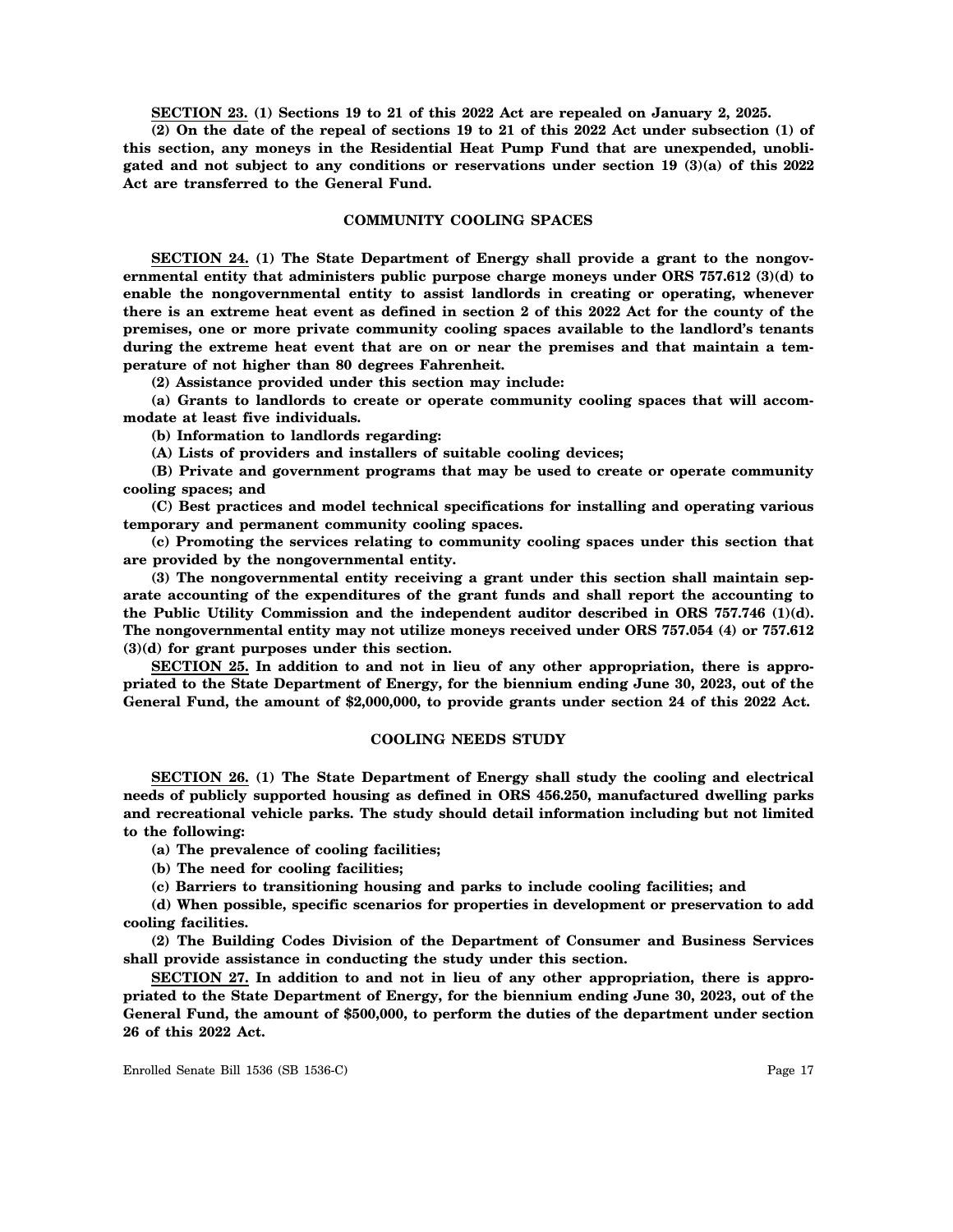**SECTION 23. (1) Sections 19 to 21 of this 2022 Act are repealed on January 2, 2025.**

**(2) On the date of the repeal of sections 19 to 21 of this 2022 Act under subsection (1) of this section, any moneys in the Residential Heat Pump Fund that are unexpended, unobligated and not subject to any conditions or reservations under section 19 (3)(a) of this 2022 Act are transferred to the General Fund.**

## COMMUNITY COOLING SPACES

**SECTION 24. (1) The State Department of Energy shall provide a grant to the nongovernmental entity that administers public purpose charge moneys under ORS 757.612 (3)(d) to enable the nongovernmental entity to assist landlords in creating or operating, whenever there is an extreme heat event as defined in section 2 of this 2022 Act for the county of the premises, one or more private community cooling spaces available to the landlord's tenants during the extreme heat event that are on or near the premises and that maintain a temperature of not higher than 80 degrees Fahrenheit.**

**(2) Assistance provided under this section may include:**

**(a) Grants to landlords to create or operate community cooling spaces that will accommodate at least five individuals.**

**(b) Information to landlords regarding:**

**(A) Lists of providers and installers of suitable cooling devices;**

**(B) Private and government programs that may be used to create or operate community cooling spaces; and**

**(C) Best practices and model technical specifications for installing and operating various temporary and permanent community cooling spaces.**

**(c) Promoting the services relating to community cooling spaces under this section that are provided by the nongovernmental entity.**

**(3) The nongovernmental entity receiving a grant under this section shall maintain separate accounting of the expenditures of the grant funds and shall report the accounting to the Public Utility Commission and the independent auditor described in ORS 757.746 (1)(d). The nongovernmental entity may not utilize moneys received under ORS 757.054 (4) or 757.612 (3)(d) for grant purposes under this section.**

**SECTION 25. In addition to and not in lieu of any other appropriation, there is appropriated to the State Department of Energy, for the biennium ending June 30, 2023, out of the General Fund, the amount of $2,000,000, to provide grants under section 24 of this 2022 Act.**

## COOLING NEEDS STUDY

**SECTION 26. (1) The State Department of Energy shall study the cooling and electrical needs of publicly supported housing as defined in ORS 456.250, manufactured dwelling parks and recreational vehicle parks. The study should detail information including but not limited to the following:**

**(a) The prevalence of cooling facilities;**

**(b) The need for cooling facilities;**

**(c) Barriers to transitioning housing and parks to include cooling facilities; and**

**(d) When possible, specific scenarios for properties in development or preservation to add cooling facilities.**

**(2) The Building Codes Division of the Department of Consumer and Business Services shall provide assistance in conducting the study under this section.**

**SECTION 27. In addition to and not in lieu of any other appropriation, there is appropriated to the State Department of Energy, for the biennium ending June 30, 2023, out of the General Fund, the amount of $500,000, to perform the duties of the department under section 26 of this 2022 Act.**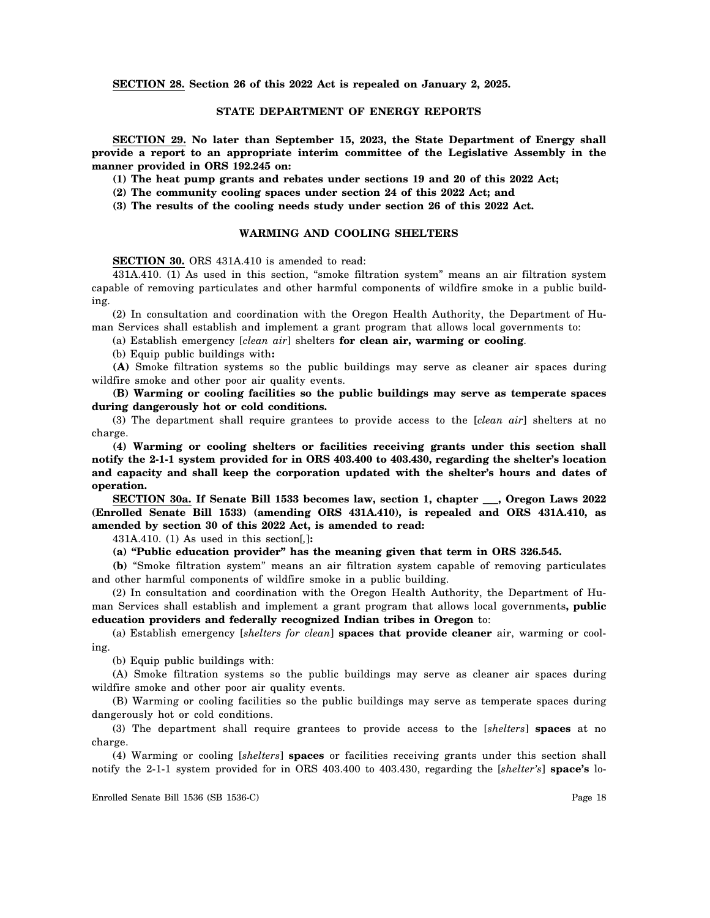**SECTION 28. Section 26 of this 2022 Act is repealed on January 2, 2025.**

**STATE DEPARTMENT OF ENERGY REPORTS**

**SECTION 29. No later than September 15, 2023, the State Department of Energy shall provide a report to an appropriate interim committee of the Legislative Assembly in the manner provided in ORS 192.245 on:**

**(1) The heat pump grants and rebates under sections 19 and 20 of this 2022 Act;**

**(2) The community cooling spaces under section 24 of this 2022 Act; and**

**(3) The results of the cooling needs study under section 26 of this 2022 Act.**

**WARMING AND COOLING SHELTERS**

**SECTION 30.** ORS 431A.410 is amended to read:

431A.410. (1) As used in this section, "smoke filtration system" means an air filtration system capable of removing particulates and other harmful components of wildfire smoke in a public building.

(2) In consultation and coordination with the Oregon Health Authority, the Department of Human Services shall establish and implement a grant program that allows local governments to:

(a) Establish emergency [*clean air*] shelters **for clean air, warming or cooling**.

(b) Equip public buildings with**:**

**(A)** Smoke filtration systems so the public buildings may serve as cleaner air spaces during wildfire smoke and other poor air quality events.

**(B) Warming or cooling facilities so the public buildings may serve as temperate spaces during dangerously hot or cold conditions.**

(3) The department shall require grantees to provide access to the [*clean air*] shelters at no charge.

**(4) Warming or cooling shelters or facilities receiving grants under this section shall notify the 2-1-1 system provided for in ORS 403.400 to 403.430, regarding the shelter's location and capacity and shall keep the corporation updated with the shelter's hours and dates of operation.**

**SECTION 30a. If Senate Bill 1533 becomes law, section 1, chapter \_\_\_, Oregon Laws 2022 (Enrolled Senate Bill 1533) (amending ORS 431A.410), is repealed and ORS 431A.410, as amended by section 30 of this 2022 Act, is amended to read:**

431A.410. (1) As used in this section[*,*]**:**

**(a) "Public education provider" has the meaning given that term in ORS 326.545.**

**(b)** "Smoke filtration system" means an air filtration system capable of removing particulates and other harmful components of wildfire smoke in a public building.

(2) In consultation and coordination with the Oregon Health Authority, the Department of Human Services shall establish and implement a grant program that allows local governments**, public education providers and federally recognized Indian tribes in Oregon** to:

(a) Establish emergency [*shelters for clean*] **spaces that provide cleaner** air, warming or cooling.

(b) Equip public buildings with:

(A) Smoke filtration systems so the public buildings may serve as cleaner air spaces during wildfire smoke and other poor air quality events.

(B) Warming or cooling facilities so the public buildings may serve as temperate spaces during dangerously hot or cold conditions.

(3) The department shall require grantees to provide access to the [*shelters*] **spaces** at no charge.

(4) Warming or cooling [*shelters*] **spaces** or facilities receiving grants under this section shall notify the 2-1-1 system provided for in ORS 403.400 to 403.430, regarding the [*shelter's*] **space's** lo-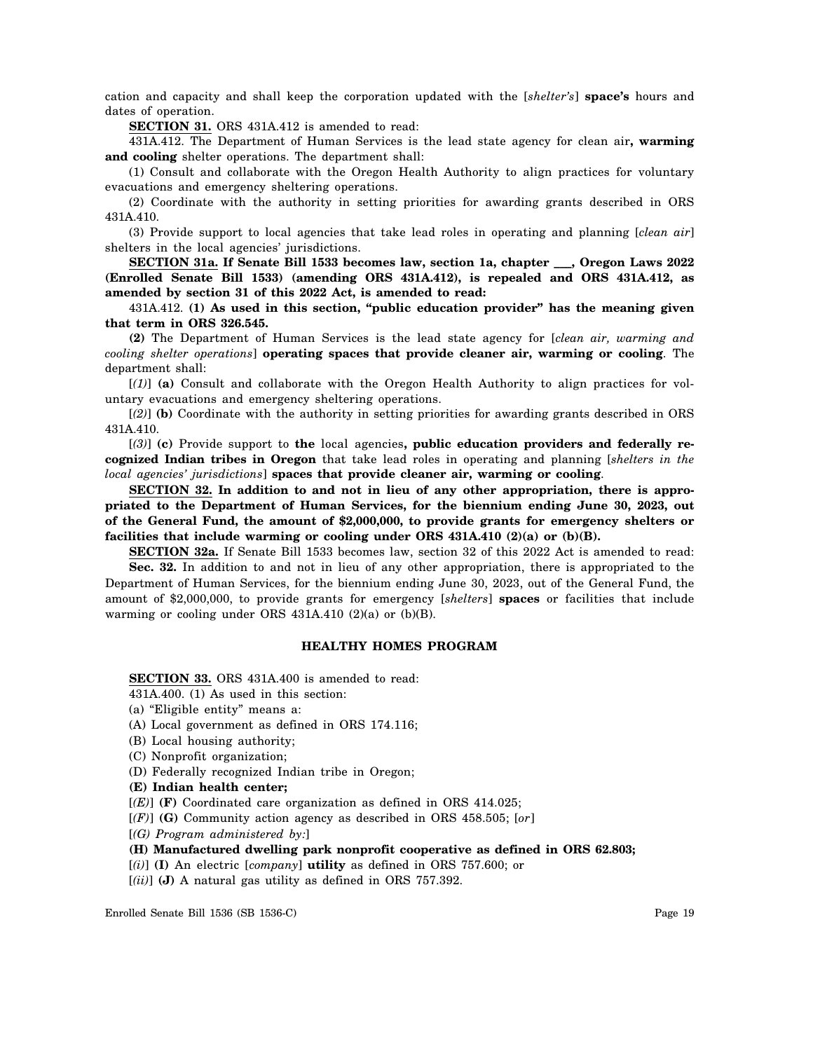cation and capacity and shall keep the corporation updated with the [*shelter's*] **space's** hours and dates of operation.

**SECTION 31.** ORS 431A.412 is amended to read:

431A.412. The Department of Human Services is the lead state agency for clean air**, warming and cooling** shelter operations. The department shall:

(1) Consult and collaborate with the Oregon Health Authority to align practices for voluntary evacuations and emergency sheltering operations.

(2) Coordinate with the authority in setting priorities for awarding grants described in ORS 431A.410.

(3) Provide support to local agencies that take lead roles in operating and planning [*clean air*] shelters in the local agencies' jurisdictions.

**SECTION 31a. If Senate Bill 1533 becomes law, section 1a, chapter \_\_\_, Oregon Laws 2022 (Enrolled Senate Bill 1533) (amending ORS 431A.412), is repealed and ORS 431A.412, as amended by section 31 of this 2022 Act, is amended to read:**

431A.412. **(1) As used in this section, "public education provider" has the meaning given that term in ORS 326.545.**

**(2)** The Department of Human Services is the lead state agency for [*clean air, warming and cooling shelter operations*] **operating spaces that provide cleaner air, warming or cooling**. The department shall:

[*(1)*] **(a)** Consult and collaborate with the Oregon Health Authority to align practices for voluntary evacuations and emergency sheltering operations.

[*(2)*] **(b)** Coordinate with the authority in setting priorities for awarding grants described in ORS 431A.410.

[*(3)*] **(c)** Provide support to **the** local agencies**, public education providers and federally recognized Indian tribes in Oregon** that take lead roles in operating and planning [*shelters in the local agencies' jurisdictions*] **spaces that provide cleaner air, warming or cooling**.

**SECTION 32. In addition to and not in lieu of any other appropriation, there is appropriated to the Department of Human Services, for the biennium ending June 30, 2023, out of the General Fund, the amount of $2,000,000, to provide grants for emergency shelters or facilities that include warming or cooling under ORS 431A.410 (2)(a) or (b)(B).**

**SECTION 32a.** If Senate Bill 1533 becomes law, section 32 of this 2022 Act is amended to read:

**Sec. 32.** In addition to and not in lieu of any other appropriation, there is appropriated to the Department of Human Services, for the biennium ending June 30, 2023, out of the General Fund, the amount of $2,000,000, to provide grants for emergency [*shelters*] **spaces** or facilities that include warming or cooling under ORS 431A.410 (2)(a) or (b)(B).

## HEALTHY HOMES PROGRAM

**SECTION 33.** ORS 431A.400 is amended to read:

431A.400. (1) As used in this section:

(a) "Eligible entity" means a:

(A) Local government as defined in ORS 174.116;

(B) Local housing authority;

(C) Nonprofit organization;

(D) Federally recognized Indian tribe in Oregon;

**(E) Indian health center;**

[*(E)*] **(F)** Coordinated care organization as defined in ORS 414.025;

[*(F)*] **(G)** Community action agency as described in ORS 458.505; [*or*]

[*(G) Program administered by:*]

**(H) Manufactured dwelling park nonprofit cooperative as defined in ORS 62.803;**

[*(i)*] **(I)** An electric [*company*] **utility** as defined in ORS 757.600; or

[*(ii)*] **(J)** A natural gas utility as defined in ORS 757.392.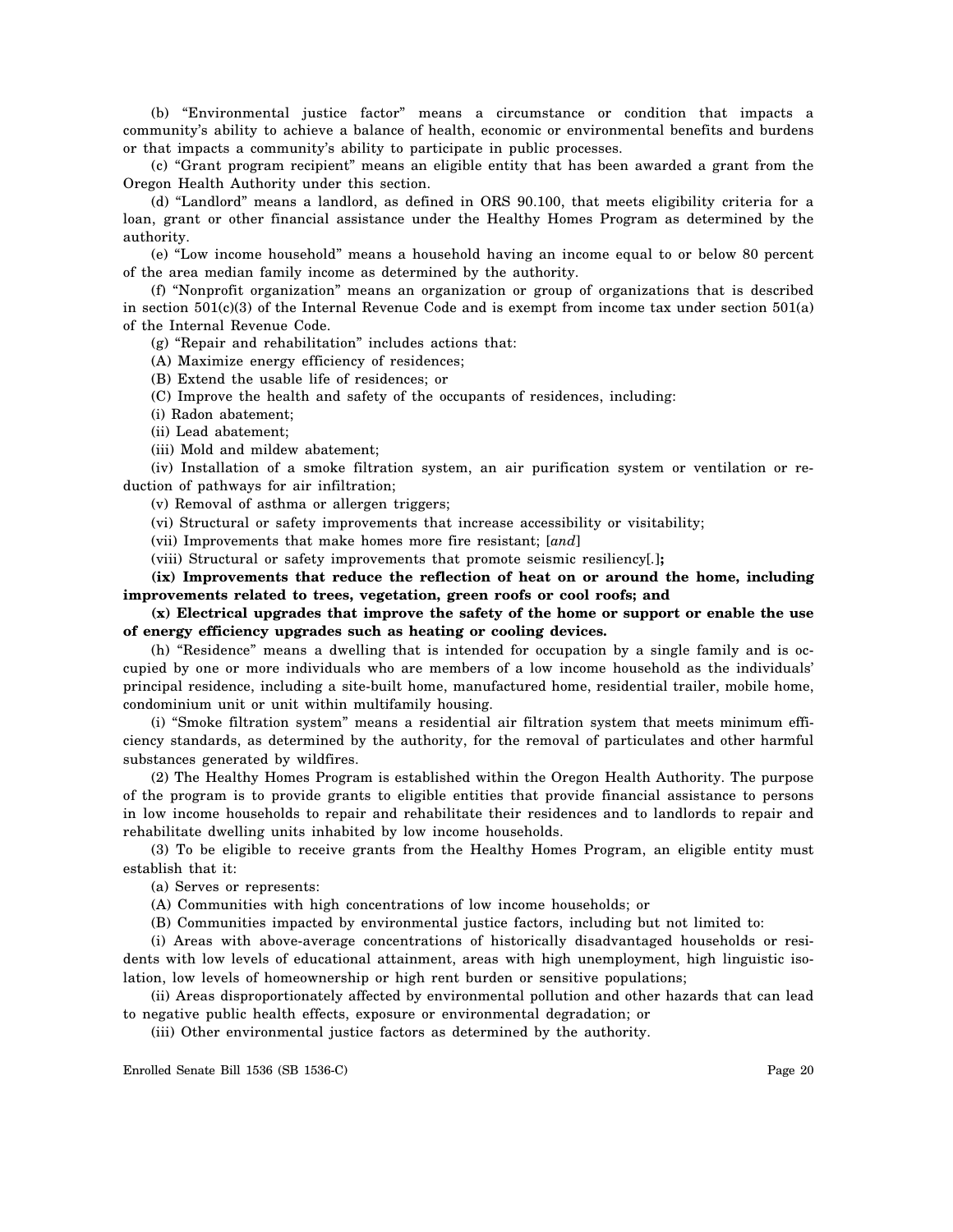(b) "Environmental justice factor" means a circumstance or condition that impacts a community's ability to achieve a balance of health, economic or environmental benefits and burdens or that impacts a community's ability to participate in public processes.

(c) "Grant program recipient" means an eligible entity that has been awarded a grant from the Oregon Health Authority under this section.

(d) "Landlord" means a landlord, as defined in ORS 90.100, that meets eligibility criteria for a loan, grant or other financial assistance under the Healthy Homes Program as determined by the authority.

(e) "Low income household" means a household having an income equal to or below 80 percent of the area median family income as determined by the authority.

(f) "Nonprofit organization" means an organization or group of organizations that is described in section 501(c)(3) of the Internal Revenue Code and is exempt from income tax under section 501(a) of the Internal Revenue Code.

(g) "Repair and rehabilitation" includes actions that:

(A) Maximize energy efficiency of residences;

(B) Extend the usable life of residences; or

(C) Improve the health and safety of the occupants of residences, including:

(i) Radon abatement;

(ii) Lead abatement;

(iii) Mold and mildew abatement;

(iv) Installation of a smoke filtration system, an air purification system or ventilation or reduction of pathways for air infiltration;

(v) Removal of asthma or allergen triggers;

(vi) Structural or safety improvements that increase accessibility or visitability;

(vii) Improvements that make homes more fire resistant; [*and*]

(viii) Structural or safety improvements that promote seismic resiliency[.]**;**

**(ix) Improvements that reduce the reflection of heat on or around the home, including improvements related to trees, vegetation, green roofs or cool roofs; and**

**(x) Electrical upgrades that improve the safety of the home or support or enable the use of energy efficiency upgrades such as heating or cooling devices.**

(h) "Residence" means a dwelling that is intended for occupation by a single family and is occupied by one or more individuals who are members of a low income household as the individuals' principal residence, including a site-built home, manufactured home, residential trailer, mobile home, condominium unit or unit within multifamily housing.

(i) "Smoke filtration system" means a residential air filtration system that meets minimum efficiency standards, as determined by the authority, for the removal of particulates and other harmful substances generated by wildfires.

(2) The Healthy Homes Program is established within the Oregon Health Authority. The purpose of the program is to provide grants to eligible entities that provide financial assistance to persons in low income households to repair and rehabilitate their residences and to landlords to repair and rehabilitate dwelling units inhabited by low income households.

(3) To be eligible to receive grants from the Healthy Homes Program, an eligible entity must establish that it:

(a) Serves or represents:

(A) Communities with high concentrations of low income households; or

(B) Communities impacted by environmental justice factors, including but not limited to:

(i) Areas with above-average concentrations of historically disadvantaged households or residents with low levels of educational attainment, areas with high unemployment, high linguistic isolation, low levels of homeownership or high rent burden or sensitive populations;

(ii) Areas disproportionately affected by environmental pollution and other hazards that can lead to negative public health effects, exposure or environmental degradation; or

(iii) Other environmental justice factors as determined by the authority.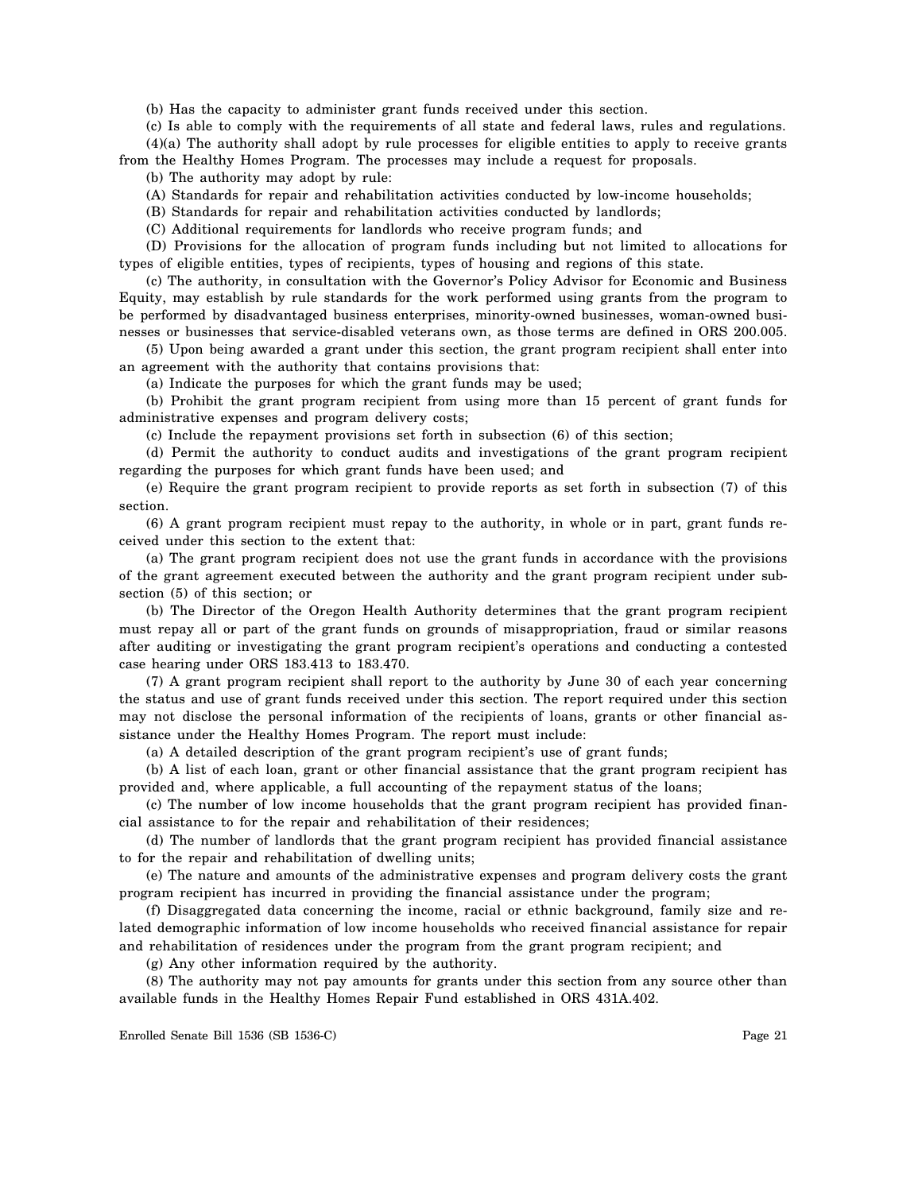(b) Has the capacity to administer grant funds received under this section.

(c) Is able to comply with the requirements of all state and federal laws, rules and regulations.

(4)(a) The authority shall adopt by rule processes for eligible entities to apply to receive grants from the Healthy Homes Program. The processes may include a request for proposals.

(b) The authority may adopt by rule:

(A) Standards for repair and rehabilitation activities conducted by low-income households;

(B) Standards for repair and rehabilitation activities conducted by landlords;

(C) Additional requirements for landlords who receive program funds; and

(D) Provisions for the allocation of program funds including but not limited to allocations for types of eligible entities, types of recipients, types of housing and regions of this state.

(c) The authority, in consultation with the Governor's Policy Advisor for Economic and Business Equity, may establish by rule standards for the work performed using grants from the program to be performed by disadvantaged business enterprises, minority-owned businesses, woman-owned businesses or businesses that service-disabled veterans own, as those terms are defined in ORS 200.005.

(5) Upon being awarded a grant under this section, the grant program recipient shall enter into an agreement with the authority that contains provisions that:

(a) Indicate the purposes for which the grant funds may be used;

(b) Prohibit the grant program recipient from using more than 15 percent of grant funds for administrative expenses and program delivery costs;

(c) Include the repayment provisions set forth in subsection (6) of this section;

(d) Permit the authority to conduct audits and investigations of the grant program recipient regarding the purposes for which grant funds have been used; and

(e) Require the grant program recipient to provide reports as set forth in subsection (7) of this section.

(6) A grant program recipient must repay to the authority, in whole or in part, grant funds received under this section to the extent that:

(a) The grant program recipient does not use the grant funds in accordance with the provisions of the grant agreement executed between the authority and the grant program recipient under subsection (5) of this section; or

(b) The Director of the Oregon Health Authority determines that the grant program recipient must repay all or part of the grant funds on grounds of misappropriation, fraud or similar reasons after auditing or investigating the grant program recipient's operations and conducting a contested case hearing under ORS 183.413 to 183.470.

(7) A grant program recipient shall report to the authority by June 30 of each year concerning the status and use of grant funds received under this section. The report required under this section may not disclose the personal information of the recipients of loans, grants or other financial assistance under the Healthy Homes Program. The report must include:

(a) A detailed description of the grant program recipient's use of grant funds;

(b) A list of each loan, grant or other financial assistance that the grant program recipient has provided and, where applicable, a full accounting of the repayment status of the loans;

(c) The number of low income households that the grant program recipient has provided financial assistance to for the repair and rehabilitation of their residences;

(d) The number of landlords that the grant program recipient has provided financial assistance to for the repair and rehabilitation of dwelling units;

(e) The nature and amounts of the administrative expenses and program delivery costs the grant program recipient has incurred in providing the financial assistance under the program;

(f) Disaggregated data concerning the income, racial or ethnic background, family size and related demographic information of low income households who received financial assistance for repair and rehabilitation of residences under the program from the grant program recipient; and

(g) Any other information required by the authority.

(8) The authority may not pay amounts for grants under this section from any source other than available funds in the Healthy Homes Repair Fund established in ORS 431A.402.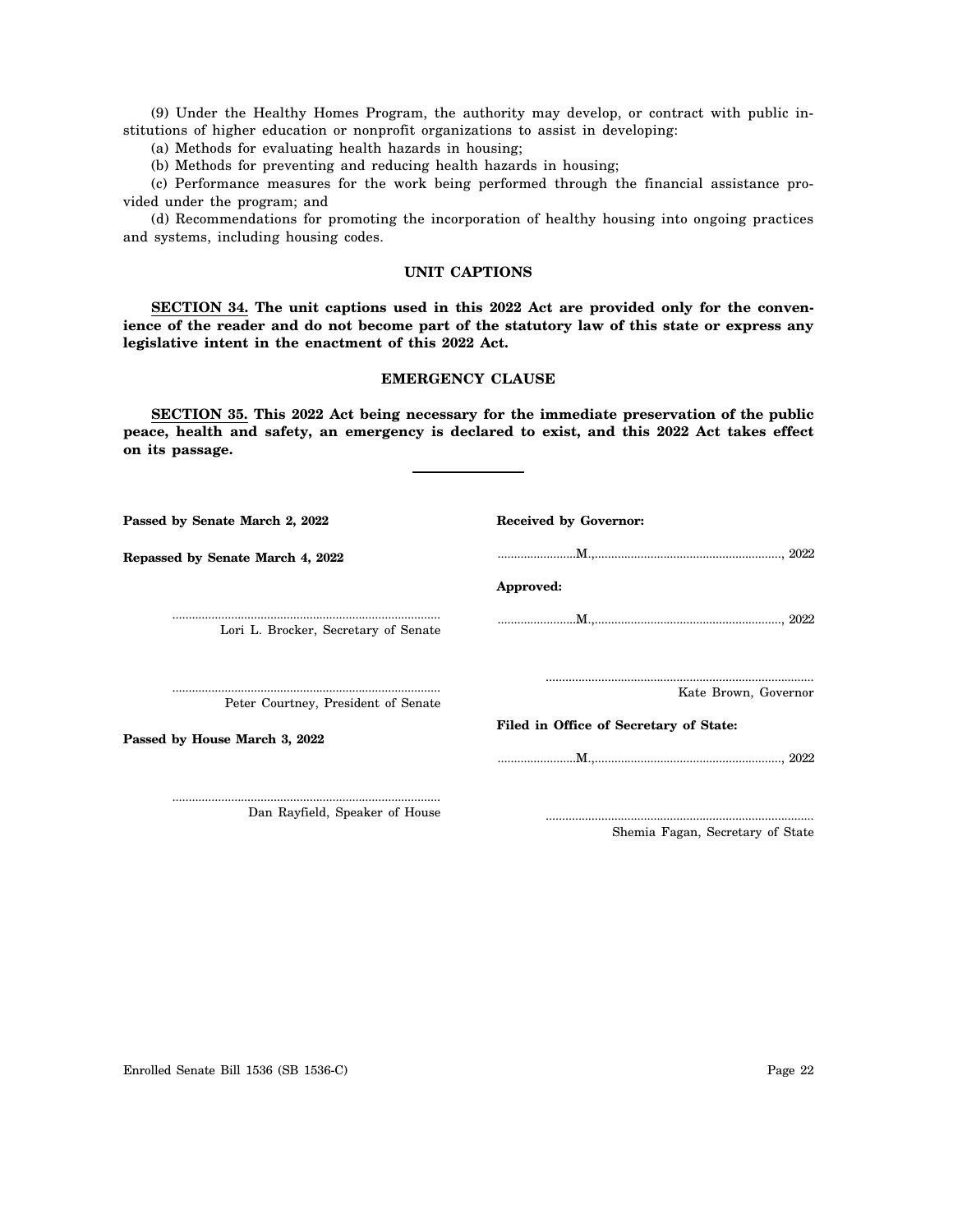(9) Under the Healthy Homes Program, the authority may develop, or contract with public institutions of higher education or nonprofit organizations to assist in developing:

(a) Methods for evaluating health hazards in housing;

(b) Methods for preventing and reducing health hazards in housing;

(c) Performance measures for the work being performed through the financial assistance provided under the program; and

(d) Recommendations for promoting the incorporation of healthy housing into ongoing practices and systems, including housing codes.

### UNIT CAPTIONS

**SECTION 34. The unit captions used in this 2022 Act are provided only for the convenience of the reader and do not become part of the statutory law of this state or express any legislative intent in the enactment of this 2022 Act.**

### EMERGENCY CLAUSE

**SECTION 35. This 2022 Act being necessary for the immediate preservation of the public peace, health and safety, an emergency is declared to exist, and this 2022 Act takes effect on its passage.**

---

**Passed by Senate March 2, 2022**

**Repassed by Senate March 4, 2022**

..................................................................................
Lori L. Brocker, Secretary of Senate

..................................................................................
Peter Courtney, President of Senate

**Passed by House March 3, 2022**

..................................................................................
Dan Rayfield, Speaker of House

**Received by Governor:**

........................M.,........................................................., 2022

**Approved:**

........................M.,........................................................., 2022

..................................................................................
Kate Brown, Governor

**Filed in Office of Secretary of State:**

........................M.,........................................................., 2022

..................................................................................
Shemia Fagan, Secretary of State

Enrolled Senate Bill 1536 (SB 1536-C)